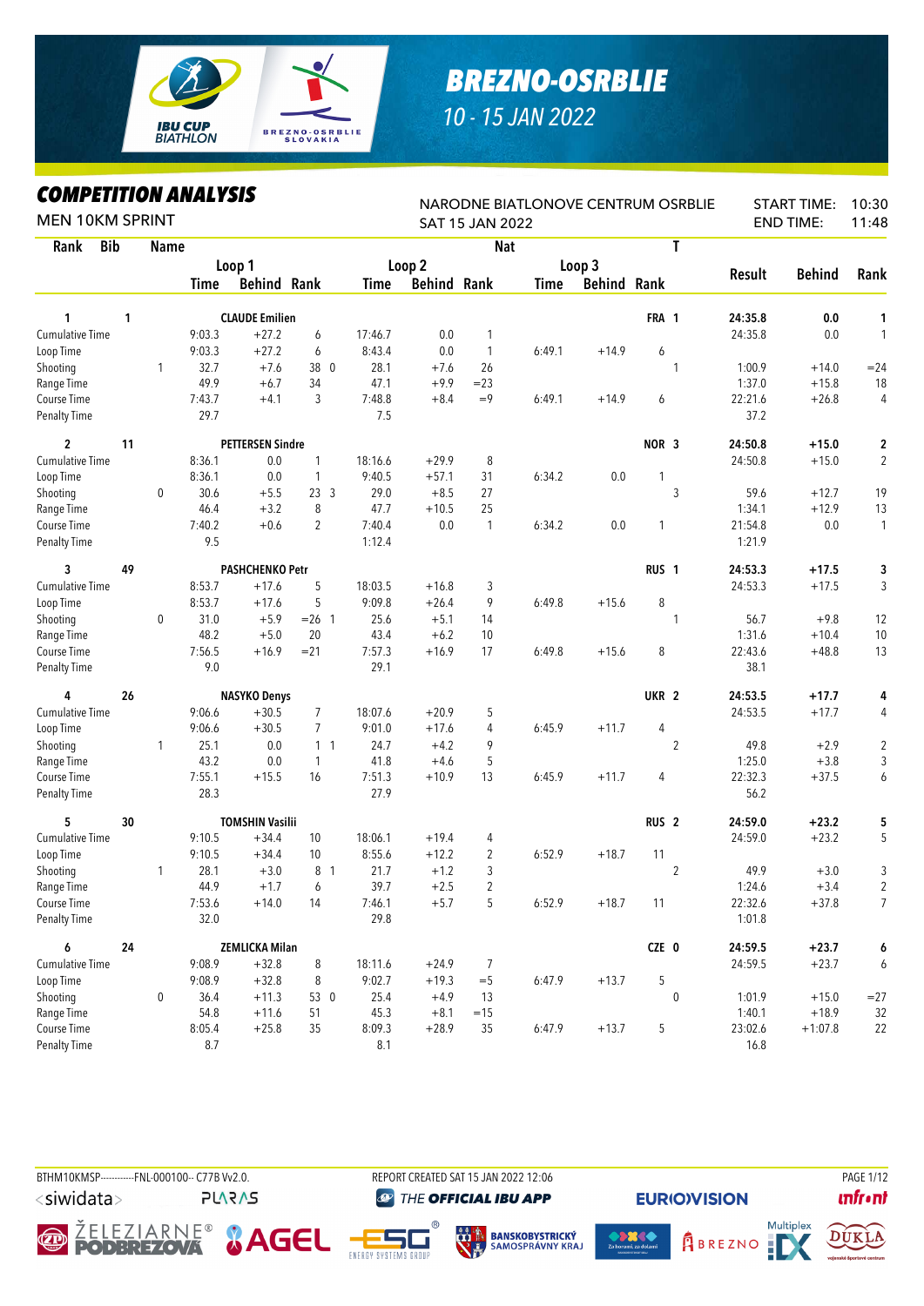# BREZNO-OSRBLIE

10 - 15 JAN 2022

## COMPETITION ANALYSIS

MEN 10KM SPRINT

NARODNE BIATLONOVE CENTRUM OSRBLIE
SAT 15 JAN 2022

START TIME: 10:30
END TIME: 11:48

| Rank | Bib | | Loop 1 Time | Loop 1 Behind | Loop 1 Rank | | Loop 2 Time | Loop 2 Behind | Loop 2 Rank | Loop 3 Time | Loop 3 Behind | Loop 3 Rank | T | Result | Behind | Rank |
|---|---|---|---|---|---|---|---|---|---|---|---|---|---|---|---|---|
| **1** | **1** | | **CLAUDE Emilien** | | | | | | | | | **FRA** | **1** | **24:35.8** | **0.0** | **1** |
| Cumulative Time | | | 9:03.3 | +27.2 | 6 | | 17:46.7 | 0.0 | 1 | | | | | 24:35.8 | 0.0 | 1 |
| Loop Time | | | 9:03.3 | +27.2 | 6 | | 8:43.4 | 0.0 | 1 | 6:49.1 | +14.9 | 6 | | | | |
| Shooting | | 1 | 32.7 | +7.6 | 38 | 0 | 28.1 | +7.6 | 26 | | | | 1 | 1:00.9 | +14.0 | =24 |
| Range Time | | | 49.9 | +6.7 | 34 | | 47.1 | +9.9 | =23 | | | | | 1:37.0 | +15.8 | 18 |
| Course Time | | | 7:43.7 | +4.1 | 3 | | 7:48.8 | +8.4 | =9 | 6:49.1 | +14.9 | 6 | | 22:21.6 | +26.8 | 4 |
| Penalty Time | | | 29.7 | | | | 7.5 | | | | | | | 37.2 | | |
| **2** | **11** | | **PETTERSEN Sindre** | | | | | | | | | **NOR** | **3** | **24:50.8** | **+15.0** | **2** |
| Cumulative Time | | | 8:36.1 | 0.0 | 1 | | 18:16.6 | +29.9 | 8 | | | | | 24:50.8 | +15.0 | 2 |
| Loop Time | | | 8:36.1 | 0.0 | 1 | | 9:40.5 | +57.1 | 31 | 6:34.2 | 0.0 | 1 | | | | |
| Shooting | | 0 | 30.6 | +5.5 | 23 | 3 | 29.0 | +8.5 | 27 | | | | 3 | 59.6 | +12.7 | 19 |
| Range Time | | | 46.4 | +3.2 | 8 | | 47.7 | +10.5 | 25 | | | | | 1:34.1 | +12.9 | 13 |
| Course Time | | | 7:40.2 | +0.6 | 2 | | 7:40.4 | 0.0 | 1 | 6:34.2 | 0.0 | 1 | | 21:54.8 | 0.0 | 1 |
| Penalty Time | | | 9.5 | | | | 1:12.4 | | | | | | | 1:21.9 | | |
| **3** | **49** | | **PASHCHENKO Petr** | | | | | | | | | **RUS** | **1** | **24:53.3** | **+17.5** | **3** |
| Cumulative Time | | | 8:53.7 | +17.6 | 5 | | 18:03.5 | +16.8 | 3 | | | | | 24:53.3 | +17.5 | 3 |
| Loop Time | | | 8:53.7 | +17.6 | 5 | | 9:09.8 | +26.4 | 9 | 6:49.8 | +15.6 | 8 | | | | |
| Shooting | | 0 | 31.0 | +5.9 | =26 | 1 | 25.6 | +5.1 | 14 | | | | 1 | 56.7 | +9.8 | 12 |
| Range Time | | | 48.2 | +5.0 | 20 | | 43.4 | +6.2 | 10 | | | | | 1:31.6 | +10.4 | 10 |
| Course Time | | | 7:56.5 | +16.9 | =21 | | 7:57.3 | +16.9 | 17 | 6:49.8 | +15.6 | 8 | | 22:43.6 | +48.8 | 13 |
| Penalty Time | | | 9.0 | | | | 29.1 | | | | | | | 38.1 | | |
| **4** | **26** | | **NASYKO Denys** | | | | | | | | | **UKR** | **2** | **24:53.5** | **+17.7** | **4** |
| Cumulative Time | | | 9:06.6 | +30.5 | 7 | | 18:07.6 | +20.9 | 5 | | | | | 24:53.5 | +17.7 | 4 |
| Loop Time | | | 9:06.6 | +30.5 | 7 | | 9:01.0 | +17.6 | 4 | 6:45.9 | +11.7 | 4 | | | | |
| Shooting | | 1 | 25.1 | 0.0 | 1 | 1 | 24.7 | +4.2 | 9 | | | | 2 | 49.8 | +2.9 | 2 |
| Range Time | | | 43.2 | 0.0 | 1 | | 41.8 | +4.6 | 5 | | | | | 1:25.0 | +3.8 | 3 |
| Course Time | | | 7:55.1 | +15.5 | 16 | | 7:51.3 | +10.9 | 13 | 6:45.9 | +11.7 | 4 | | 22:32.3 | +37.5 | 6 |
| Penalty Time | | | 28.3 | | | | 27.9 | | | | | | | 56.2 | | |
| **5** | **30** | | **TOMSHIN Vasilii** | | | | | | | | | **RUS** | **2** | **24:59.0** | **+23.2** | **5** |
| Cumulative Time | | | 9:10.5 | +34.4 | 10 | | 18:06.1 | +19.4 | 4 | | | | | 24:59.0 | +23.2 | 5 |
| Loop Time | | | 9:10.5 | +34.4 | 10 | | 8:55.6 | +12.2 | 2 | 6:52.9 | +18.7 | 11 | | | | |
| Shooting | | 1 | 28.1 | +3.0 | 8 | 1 | 21.7 | +1.2 | 3 | | | | 2 | 49.9 | +3.0 | 3 |
| Range Time | | | 44.9 | +1.7 | 6 | | 39.7 | +2.5 | 2 | | | | | 1:24.6 | +3.4 | 2 |
| Course Time | | | 7:53.6 | +14.0 | 14 | | 7:46.1 | +5.7 | 5 | 6:52.9 | +18.7 | 11 | | 22:32.6 | +37.8 | 7 |
| Penalty Time | | | 32.0 | | | | 29.8 | | | | | | | 1:01.8 | | |
| **6** | **24** | | **ZEMLICKA Milan** | | | | | | | | | **CZE** | **0** | **24:59.5** | **+23.7** | **6** |
| Cumulative Time | | | 9:08.9 | +32.8 | 8 | | 18:11.6 | +24.9 | 7 | | | | | 24:59.5 | +23.7 | 6 |
| Loop Time | | | 9:08.9 | +32.8 | 8 | | 9:02.7 | +19.3 | =5 | 6:47.9 | +13.7 | 5 | | | | |
| Shooting | | 0 | 36.4 | +11.3 | 53 | 0 | 25.4 | +4.9 | 13 | | | | 0 | 1:01.9 | +15.0 | =27 |
| Range Time | | | 54.8 | +11.6 | 51 | | 45.3 | +8.1 | =15 | | | | | 1:40.1 | +18.9 | 32 |
| Course Time | | | 8:05.4 | +25.8 | 35 | | 8:09.3 | +28.9 | 35 | 6:47.9 | +13.7 | 5 | | 23:02.6 | +1:07.8 | 22 |
| Penalty Time | | | 8.7 | | | | 8.1 | | | | | | | 16.8 | | |

BTHM10KMSP-----------FNL-000100-- C77B Vv2.0. REPORT CREATED SAT 15 JAN 2022 12:06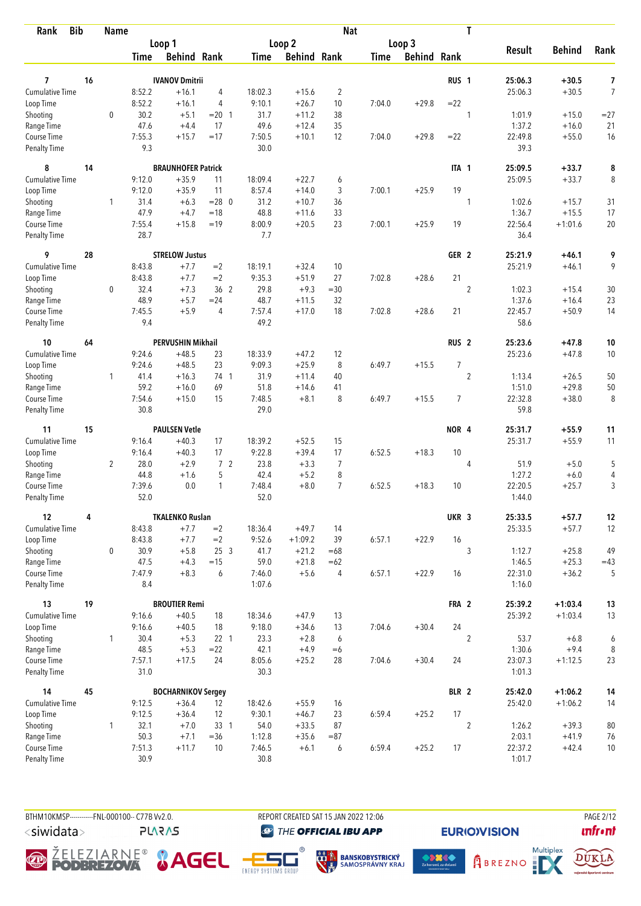| Rank | Bib | Name | | Loop 1 Time | Behind | Rank | | Loop 2 Time | Behind | Rank | Loop 3 Time | Behind | Rank | Nat | T | Result | Behind | Rank |
|---|---|---|---|---|---|---|---|---|---|---|---|---|---|---|---|---|---|---|
| 7 | 16 | IVANOV Dmitrii | | | | | | | | | | | | RUS | 1 | 25:06.3 | +30.5 | 7 |
| | | Cumulative Time | | 8:52.2 | +16.1 | 4 | | 18:02.3 | +15.6 | 2 | | | | | | 25:06.3 | +30.5 | 7 |
| | | Loop Time | | 8:52.2 | +16.1 | 4 | | 9:10.1 | +26.7 | 10 | 7:04.0 | +29.8 | =22 | | | | | |
| | | Shooting | 0 | 30.2 | +5.1 | =20 | 1 | 31.7 | +11.2 | 38 | | | | | 1 | 1:01.9 | +15.0 | =27 |
| | | Range Time | | 47.6 | +4.4 | 17 | | 49.6 | +12.4 | 35 | | | | | | 1:37.2 | +16.0 | 21 |
| | | Course Time | | 7:55.3 | +15.7 | =17 | | 7:50.5 | +10.1 | 12 | 7:04.0 | +29.8 | =22 | | | 22:49.8 | +55.0 | 16 |
| | | Penalty Time | | 9.3 | | | | 30.0 | | | | | | | | 39.3 | | |
| 8 | 14 | BRAUNHOFER Patrick | | | | | | | | | | | | ITA | 1 | 25:09.5 | +33.7 | 8 |
| | | Cumulative Time | | 9:12.0 | +35.9 | 11 | | 18:09.4 | +22.7 | 6 | | | | | | 25:09.5 | +33.7 | 8 |
| | | Loop Time | | 9:12.0 | +35.9 | 11 | | 8:57.4 | +14.0 | 3 | 7:00.1 | +25.9 | 19 | | | | | |
| | | Shooting | 1 | 31.4 | +6.3 | =28 | 0 | 31.2 | +10.7 | 36 | | | | | 1 | 1:02.6 | +15.7 | 31 |
| | | Range Time | | 47.9 | +4.7 | =18 | | 48.8 | +11.6 | 33 | | | | | | 1:36.7 | +15.5 | 17 |
| | | Course Time | | 7:55.4 | +15.8 | =19 | | 8:00.9 | +20.5 | 23 | 7:00.1 | +25.9 | 19 | | | 22:56.4 | +1:01.6 | 20 |
| | | Penalty Time | | 28.7 | | | | 7.7 | | | | | | | | 36.4 | | |
| 9 | 28 | STRELOW Justus | | | | | | | | | | | | GER | 2 | 25:21.9 | +46.1 | 9 |
| | | Cumulative Time | | 8:43.8 | +7.7 | =2 | | 18:19.1 | +32.4 | 10 | | | | | | 25:21.9 | +46.1 | 9 |
| | | Loop Time | | 8:43.8 | +7.7 | =2 | | 9:35.3 | +51.9 | 27 | 7:02.8 | +28.6 | 21 | | | | | |
| | | Shooting | 0 | 32.4 | +7.3 | 36 | 2 | 29.8 | +9.3 | =30 | | | | | 2 | 1:02.3 | +15.4 | 30 |
| | | Range Time | | 48.9 | +5.7 | =24 | | 48.7 | +11.5 | 32 | | | | | | 1:37.6 | +16.4 | 23 |
| | | Course Time | | 7:45.5 | +5.9 | 4 | | 7:57.4 | +17.0 | 18 | 7:02.8 | +28.6 | 21 | | | 22:45.7 | +50.9 | 14 |
| | | Penalty Time | | 9.4 | | | | 49.2 | | | | | | | | 58.6 | | |
| 10 | 64 | PERVUSHIN Mikhail | | | | | | | | | | | | RUS | 2 | 25:23.6 | +47.8 | 10 |
| | | Cumulative Time | | 9:24.6 | +48.5 | 23 | | 18:33.9 | +47.2 | 12 | | | | | | 25:23.6 | +47.8 | 10 |
| | | Loop Time | | 9:24.6 | +48.5 | 23 | | 9:09.3 | +25.9 | 8 | 6:49.7 | +15.5 | 7 | | | | | |
| | | Shooting | 1 | 41.4 | +16.3 | 74 | 1 | 31.9 | +11.4 | 40 | | | | | 2 | 1:13.4 | +26.5 | 50 |
| | | Range Time | | 59.2 | +16.0 | 69 | | 51.8 | +14.6 | 41 | | | | | | 1:51.0 | +29.8 | 50 |
| | | Course Time | | 7:54.6 | +15.0 | 15 | | 7:48.5 | +8.1 | 8 | 6:49.7 | +15.5 | 7 | | | 22:32.8 | +38.0 | 8 |
| | | Penalty Time | | 30.8 | | | | 29.0 | | | | | | | | 59.8 | | |
| 11 | 15 | PAULSEN Vetle | | | | | | | | | | | | NOR | 4 | 25:31.7 | +55.9 | 11 |
| | | Cumulative Time | | 9:16.4 | +40.3 | 17 | | 18:39.2 | +52.5 | 15 | | | | | | 25:31.7 | +55.9 | 11 |
| | | Loop Time | | 9:16.4 | +40.3 | 17 | | 9:22.8 | +39.4 | 17 | 6:52.5 | +18.3 | 10 | | | | | |
| | | Shooting | 2 | 28.0 | +2.9 | 7 | 2 | 23.8 | +3.3 | 7 | | | | | 4 | 51.9 | +5.0 | 5 |
| | | Range Time | | 44.8 | +1.6 | 5 | | 42.4 | +5.2 | 8 | | | | | | 1:27.2 | +6.0 | 4 |
| | | Course Time | | 7:39.6 | 0.0 | 1 | | 7:48.4 | +8.0 | 7 | 6:52.5 | +18.3 | 10 | | | 22:20.5 | +25.7 | 3 |
| | | Penalty Time | | 52.0 | | | | 52.0 | | | | | | | | 1:44.0 | | |
| 12 | 4 | TKALENKO Ruslan | | | | | | | | | | | | UKR | 3 | 25:33.5 | +57.7 | 12 |
| | | Cumulative Time | | 8:43.8 | +7.7 | =2 | | 18:36.4 | +49.7 | 14 | | | | | | 25:33.5 | +57.7 | 12 |
| | | Loop Time | | 8:43.8 | +7.7 | =2 | | 9:52.6 | +1:09.2 | 39 | 6:57.1 | +22.9 | 16 | | | | | |
| | | Shooting | 0 | 30.9 | +5.8 | 25 | 3 | 41.7 | +21.2 | =68 | | | | | 3 | 1:12.7 | +25.8 | 49 |
| | | Range Time | | 47.5 | +4.3 | =15 | | 59.0 | +21.8 | =62 | | | | | | 1:46.5 | +25.3 | =43 |
| | | Course Time | | 7:47.9 | +8.3 | 6 | | 7:46.0 | +5.6 | 4 | 6:57.1 | +22.9 | 16 | | | 22:31.0 | +36.2 | 5 |
| | | Penalty Time | | 8.4 | | | | 1:07.6 | | | | | | | | 1:16.0 | | |
| 13 | 19 | BROUTIER Remi | | | | | | | | | | | | FRA | 2 | 25:39.2 | +1:03.4 | 13 |
| | | Cumulative Time | | 9:16.6 | +40.5 | 18 | | 18:34.6 | +47.9 | 13 | | | | | | 25:39.2 | +1:03.4 | 13 |
| | | Loop Time | | 9:16.6 | +40.5 | 18 | | 9:18.0 | +34.6 | 13 | 7:04.6 | +30.4 | 24 | | | | | |
| | | Shooting | 1 | 30.4 | +5.3 | 22 | 1 | 23.3 | +2.8 | 6 | | | | | 2 | 53.7 | +6.8 | 6 |
| | | Range Time | | 48.5 | +5.3 | =22 | | 42.1 | +4.9 | =6 | | | | | | 1:30.6 | +9.4 | 8 |
| | | Course Time | | 7:57.1 | +17.5 | 24 | | 8:05.6 | +25.2 | 28 | 7:04.6 | +30.4 | 24 | | | 23:07.3 | +1:12.5 | 23 |
| | | Penalty Time | | 31.0 | | | | 30.3 | | | | | | | | 1:01.3 | | |
| 14 | 45 | BOCHARNIKOV Sergey | | | | | | | | | | | | BLR | 2 | 25:42.0 | +1:06.2 | 14 |
| | | Cumulative Time | | 9:12.5 | +36.4 | 12 | | 18:42.6 | +55.9 | 16 | | | | | | 25:42.0 | +1:06.2 | 14 |
| | | Loop Time | | 9:12.5 | +36.4 | 12 | | 9:30.1 | +46.7 | 23 | 6:59.4 | +25.2 | 17 | | | | | |
| | | Shooting | 1 | 32.1 | +7.0 | 33 | 1 | 54.0 | +33.5 | 87 | | | | | 2 | 1:26.2 | +39.3 | 80 |
| | | Range Time | | 50.3 | +7.1 | =36 | | 1:12.8 | +35.6 | =87 | | | | | | 2:03.1 | +41.9 | 76 |
| | | Course Time | | 7:51.3 | +11.7 | 10 | | 7:46.5 | +6.1 | 6 | 6:59.4 | +25.2 | 17 | | | 22:37.2 | +42.4 | 10 |
| | | Penalty Time | | 30.9 | | | | 30.8 | | | | | | | | 1:01.7 | | |

BTHM10KMSP-----------FNL-000100-- C77B Vv2.0. REPORT CREATED SAT 15 JAN 2022 12:06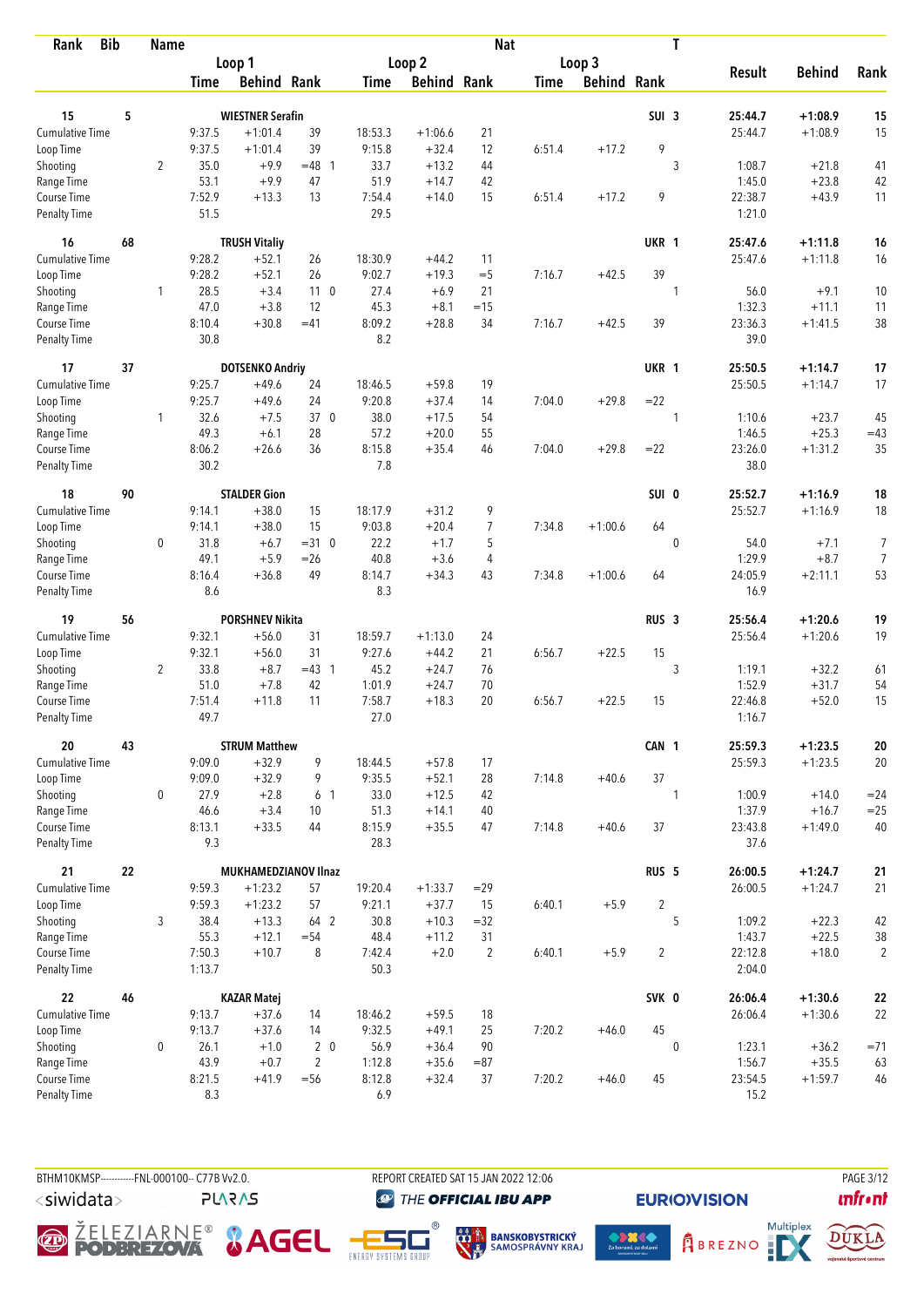| Rank | Bib | Name | | Loop 1 | | | Loop 2 | | | Loop 3 | | | Nat | T | Result | Behind | Rank |
|---|---|---|---|---|---|---|---|---|---|---|---|---|---|---|---|---|---|
| | | | | Time | Behind | Rank | Time | Behind | Rank | Time | Behind | Rank | | | | | |
| 15 | 5 | WIESTNER Serafin | | | | | | | | | | | SUI | 3 | 25:44.7 | +1:08.9 | 15 |
| Cumulative Time | | | | 9:37.5 | +1:01.4 | 39 | 18:53.3 | +1:06.6 | 21 | | | | | | 25:44.7 | +1:08.9 | 15 |
| Loop Time | | | | 9:37.5 | +1:01.4 | 39 | 9:15.8 | +32.4 | 12 | 6:51.4 | +17.2 | 9 | | | | | |
| Shooting | | | 2 | 35.0 | +9.9 | =48 1 | 33.7 | +13.2 | 44 | | | | | 3 | 1:08.7 | +21.8 | 41 |
| Range Time | | | | 53.1 | +9.9 | 47 | 51.9 | +14.7 | 42 | | | | | | 1:45.0 | +23.8 | 42 |
| Course Time | | | | 7:52.9 | +13.3 | 13 | 7:54.4 | +14.0 | 15 | 6:51.4 | +17.2 | 9 | | | 22:38.7 | +43.9 | 11 |
| Penalty Time | | | | 51.5 | | | 29.5 | | | | | | | | 1:21.0 | | |
| 16 | 68 | TRUSH Vitaliy | | | | | | | | | | | UKR | 1 | 25:47.6 | +1:11.8 | 16 |
| Cumulative Time | | | | 9:28.2 | +52.1 | 26 | 18:30.9 | +44.2 | 11 | | | | | | 25:47.6 | +1:11.8 | 16 |
| Loop Time | | | | 9:28.2 | +52.1 | 26 | 9:02.7 | +19.3 | =5 | 7:16.7 | +42.5 | 39 | | | | | |
| Shooting | | | 1 | 28.5 | +3.4 | 11 0 | 27.4 | +6.9 | 21 | | | | | 1 | 56.0 | +9.1 | 10 |
| Range Time | | | | 47.0 | +3.8 | 12 | 45.3 | +8.1 | =15 | | | | | | 1:32.3 | +11.1 | 11 |
| Course Time | | | | 8:10.4 | +30.8 | =41 | 8:09.2 | +28.8 | 34 | 7:16.7 | +42.5 | 39 | | | 23:36.3 | +1:41.5 | 38 |
| Penalty Time | | | | 30.8 | | | 8.2 | | | | | | | | 39.0 | | |
| 17 | 37 | DOTSENKO Andriy | | | | | | | | | | | UKR | 1 | 25:50.5 | +1:14.7 | 17 |
| Cumulative Time | | | | 9:25.7 | +49.6 | 24 | 18:46.5 | +59.8 | 19 | | | | | | 25:50.5 | +1:14.7 | 17 |
| Loop Time | | | | 9:25.7 | +49.6 | 24 | 9:20.8 | +37.4 | 14 | 7:04.0 | +29.8 | =22 | | | | | |
| Shooting | | | 1 | 32.6 | +7.5 | 37 0 | 38.0 | +17.5 | 54 | | | | | 1 | 1:10.6 | +23.7 | 45 |
| Range Time | | | | 49.3 | +6.1 | 28 | 57.2 | +20.0 | 55 | | | | | | 1:46.5 | +25.3 | =43 |
| Course Time | | | | 8:06.2 | +26.6 | 36 | 8:15.8 | +35.4 | 46 | 7:04.0 | +29.8 | =22 | | | 23:26.0 | +1:31.2 | 35 |
| Penalty Time | | | | 30.2 | | | 7.8 | | | | | | | | 38.0 | | |
| 18 | 90 | STALDER Gion | | | | | | | | | | | SUI | 0 | 25:52.7 | +1:16.9 | 18 |
| Cumulative Time | | | | 9:14.1 | +38.0 | 15 | 18:17.9 | +31.2 | 9 | | | | | | 25:52.7 | +1:16.9 | 18 |
| Loop Time | | | | 9:14.1 | +38.0 | 15 | 9:03.8 | +20.4 | 7 | 7:34.8 | +1:00.6 | 64 | | | | | |
| Shooting | | | 0 | 31.8 | +6.7 | =31 0 | 22.2 | +1.7 | 5 | | | | | 0 | 54.0 | +7.1 | 7 |
| Range Time | | | | 49.1 | +5.9 | =26 | 40.8 | +3.6 | 4 | | | | | | 1:29.9 | +8.7 | 7 |
| Course Time | | | | 8:16.4 | +36.8 | 49 | 8:14.7 | +34.3 | 43 | 7:34.8 | +1:00.6 | 64 | | | 24:05.9 | +2:11.1 | 53 |
| Penalty Time | | | | 8.6 | | | 8.3 | | | | | | | | 16.9 | | |
| 19 | 56 | PORSHNEV Nikita | | | | | | | | | | | RUS | 3 | 25:56.4 | +1:20.6 | 19 |
| Cumulative Time | | | | 9:32.1 | +56.0 | 31 | 18:59.7 | +1:13.0 | 24 | | | | | | 25:56.4 | +1:20.6 | 19 |
| Loop Time | | | | 9:32.1 | +56.0 | 31 | 9:27.6 | +44.2 | 21 | 6:56.7 | +22.5 | 15 | | | | | |
| Shooting | | | 2 | 33.8 | +8.7 | =43 1 | 45.2 | +24.7 | 76 | | | | | 3 | 1:19.1 | +32.2 | 61 |
| Range Time | | | | 51.0 | +7.8 | 42 | 1:01.9 | +24.7 | 70 | | | | | | 1:52.9 | +31.7 | 54 |
| Course Time | | | | 7:51.4 | +11.8 | 11 | 7:58.7 | +18.3 | 20 | 6:56.7 | +22.5 | 15 | | | 22:46.8 | +52.0 | 15 |
| Penalty Time | | | | 49.7 | | | 27.0 | | | | | | | | 1:16.7 | | |
| 20 | 43 | STRUM Matthew | | | | | | | | | | | CAN | 1 | 25:59.3 | +1:23.5 | 20 |
| Cumulative Time | | | | 9:09.0 | +32.9 | 9 | 18:44.5 | +57.8 | 17 | | | | | | 25:59.3 | +1:23.5 | 20 |
| Loop Time | | | | 9:09.0 | +32.9 | 9 | 9:35.5 | +52.1 | 28 | 7:14.8 | +40.6 | 37 | | | | | |
| Shooting | | | 0 | 27.9 | +2.8 | 6 1 | 33.0 | +12.5 | 42 | | | | | 1 | 1:00.9 | +14.0 | =24 |
| Range Time | | | | 46.6 | +3.4 | 10 | 51.3 | +14.1 | 40 | | | | | | 1:37.9 | +16.7 | =25 |
| Course Time | | | | 8:13.1 | +33.5 | 44 | 8:15.9 | +35.5 | 47 | 7:14.8 | +40.6 | 37 | | | 23:43.8 | +1:49.0 | 40 |
| Penalty Time | | | | 9.3 | | | 28.3 | | | | | | | | 37.6 | | |
| 21 | 22 | MUKHAMEDZIANOV Ilnaz | | | | | | | | | | | RUS | 5 | 26:00.5 | +1:24.7 | 21 |
| Cumulative Time | | | | 9:59.3 | +1:23.2 | 57 | 19:20.4 | +1:33.7 | =29 | | | | | | 26:00.5 | +1:24.7 | 21 |
| Loop Time | | | | 9:59.3 | +1:23.2 | 57 | 9:21.1 | +37.7 | 15 | 6:40.1 | +5.9 | 2 | | | | | |
| Shooting | | | 3 | 38.4 | +13.3 | 64 2 | 30.8 | +10.3 | =32 | | | | | 5 | 1:09.2 | +22.3 | 42 |
| Range Time | | | | 55.3 | +12.1 | =54 | 48.4 | +11.2 | 31 | | | | | | 1:43.7 | +22.5 | 38 |
| Course Time | | | | 7:50.3 | +10.7 | 8 | 7:42.4 | +2.0 | 2 | 6:40.1 | +5.9 | 2 | | | 22:12.8 | +18.0 | 2 |
| Penalty Time | | | | 1:13.7 | | | 50.3 | | | | | | | | 2:04.0 | | |
| 22 | 46 | KAZAR Matej | | | | | | | | | | | SVK | 0 | 26:06.4 | +1:30.6 | 22 |
| Cumulative Time | | | | 9:13.7 | +37.6 | 14 | 18:46.2 | +59.5 | 18 | | | | | | 26:06.4 | +1:30.6 | 22 |
| Loop Time | | | | 9:13.7 | +37.6 | 14 | 9:32.5 | +49.1 | 25 | 7:20.2 | +46.0 | 45 | | | | | |
| Shooting | | | 0 | 26.1 | +1.0 | 2 0 | 56.9 | +36.4 | 90 | | | | | 0 | 1:23.1 | +36.2 | =71 |
| Range Time | | | | 43.9 | +0.7 | 2 | 1:12.8 | +35.6 | =87 | | | | | | 1:56.7 | +35.5 | 63 |
| Course Time | | | | 8:21.5 | +41.9 | =56 | 8:12.8 | +32.4 | 37 | 7:20.2 | +46.0 | 45 | | | 23:54.5 | +1:59.7 | 46 |
| Penalty Time | | | | 8.3 | | | 6.9 | | | | | | | | 15.2 | | |

BTHM10KMSP-----------FNL-000100-- C77B Vv2.0. REPORT CREATED SAT 15 JAN 2022 12:06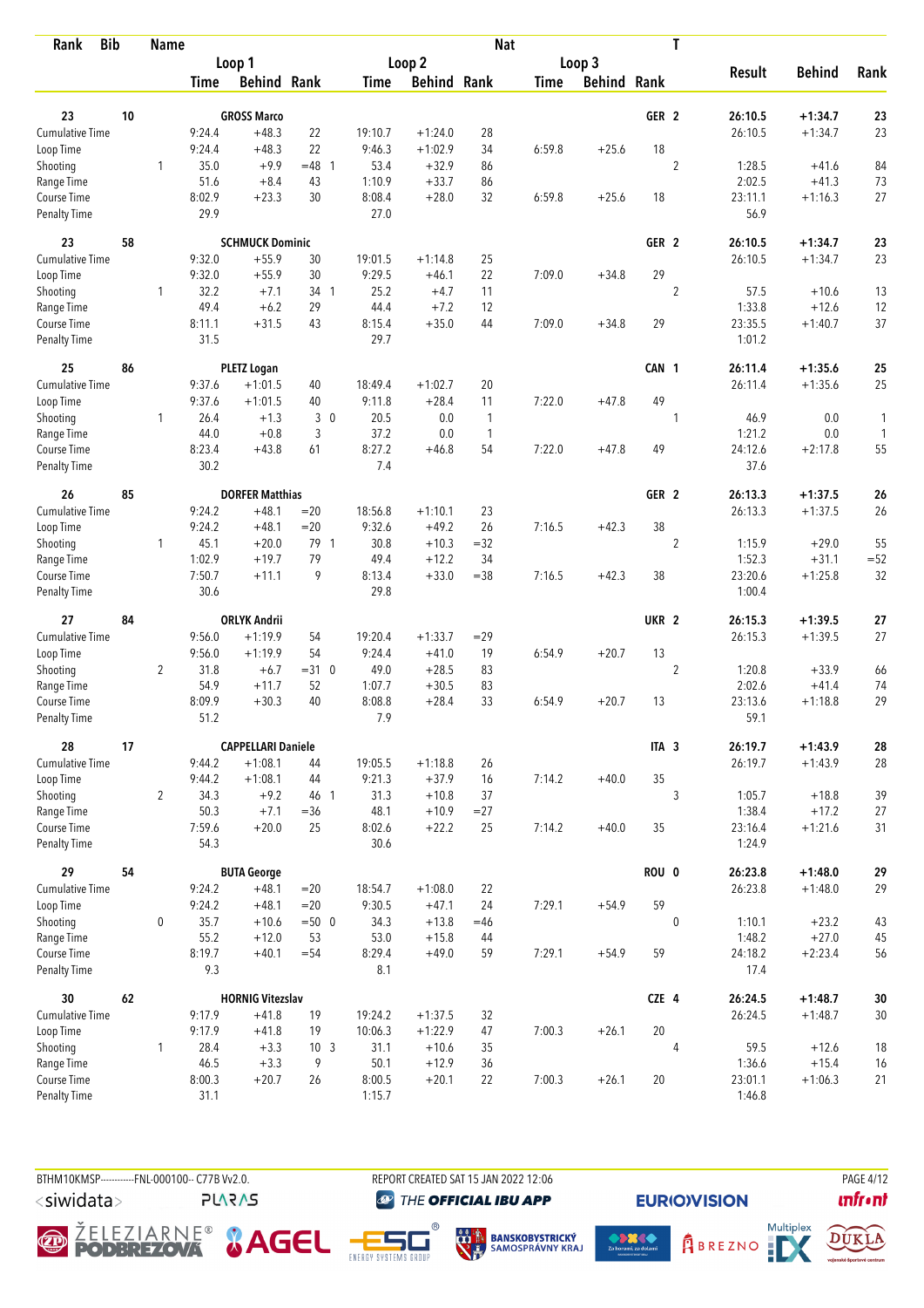| Rank | Bib | Name | | | | | | | | | Nat | T | | | |
|---|---|---|---|---|---|---|---|---|---|---|---|---|---|---|---|
| | | | Loop 1 | | | Loop 2 | | | Loop 3 | | | | Result | Behind | Rank |
| | | | Time | Behind | Rank | Time | Behind | Rank | Time | Behind | Rank | | | | |
| 23 | 10 | GROSS Marco | | | | | | | | | GER | 2 | 26:10.5 | +1:34.7 | 23 |
| Cumulative Time | | | 9:24.4 | +48.3 | 22 | 19:10.7 | +1:24.0 | 28 | | | | | 26:10.5 | +1:34.7 | 23 |
| Loop Time | | | 9:24.4 | +48.3 | 22 | 9:46.3 | +1:02.9 | 34 | 6:59.8 | +25.6 | 18 | | | | |
| Shooting | | 1 | 35.0 | +9.9 | =48 1 | 53.4 | +32.9 | 86 | | | | 2 | 1:28.5 | +41.6 | 84 |
| Range Time | | | 51.6 | +8.4 | 43 | 1:10.9 | +33.7 | 86 | | | | | 2:02.5 | +41.3 | 73 |
| Course Time | | | 8:02.9 | +23.3 | 30 | 8:08.4 | +28.0 | 32 | 6:59.8 | +25.6 | 18 | | 23:11.1 | +1:16.3 | 27 |
| Penalty Time | | | 29.9 | | | 27.0 | | | | | | | 56.9 | | |
| 23 | 58 | SCHMUCK Dominic | | | | | | | | | GER | 2 | 26:10.5 | +1:34.7 | 23 |
| Cumulative Time | | | 9:32.0 | +55.9 | 30 | 19:01.5 | +1:14.8 | 25 | | | | | 26:10.5 | +1:34.7 | 23 |
| Loop Time | | | 9:32.0 | +55.9 | 30 | 9:29.5 | +46.1 | 22 | 7:09.0 | +34.8 | 29 | | | | |
| Shooting | | 1 | 32.2 | +7.1 | 34 1 | 25.2 | +4.7 | 11 | | | | 2 | 57.5 | +10.6 | 13 |
| Range Time | | | 49.4 | +6.2 | 29 | 44.4 | +7.2 | 12 | | | | | 1:33.8 | +12.6 | 12 |
| Course Time | | | 8:11.1 | +31.5 | 43 | 8:15.4 | +35.0 | 44 | 7:09.0 | +34.8 | 29 | | 23:35.5 | +1:40.7 | 37 |
| Penalty Time | | | 31.5 | | | 29.7 | | | | | | | 1:01.2 | | |
| 25 | 86 | PLETZ Logan | | | | | | | | | CAN | 1 | 26:11.4 | +1:35.6 | 25 |
| Cumulative Time | | | 9:37.6 | +1:01.5 | 40 | 18:49.4 | +1:02.7 | 20 | | | | | 26:11.4 | +1:35.6 | 25 |
| Loop Time | | | 9:37.6 | +1:01.5 | 40 | 9:11.8 | +28.4 | 11 | 7:22.0 | +47.8 | 49 | | | | |
| Shooting | | 1 | 26.4 | +1.3 | 3 0 | 20.5 | 0.0 | 1 | | | | 1 | 46.9 | 0.0 | 1 |
| Range Time | | | 44.0 | +0.8 | 3 | 37.2 | 0.0 | 1 | | | | | 1:21.2 | 0.0 | 1 |
| Course Time | | | 8:23.4 | +43.8 | 61 | 8:27.2 | +46.8 | 54 | 7:22.0 | +47.8 | 49 | | 24:12.6 | +2:17.8 | 55 |
| Penalty Time | | | 30.2 | | | 7.4 | | | | | | | 37.6 | | |
| 26 | 85 | DORFER Matthias | | | | | | | | | GER | 2 | 26:13.3 | +1:37.5 | 26 |
| Cumulative Time | | | 9:24.2 | +48.1 | =20 | 18:56.8 | +1:10.1 | 23 | | | | | 26:13.3 | +1:37.5 | 26 |
| Loop Time | | | 9:24.2 | +48.1 | =20 | 9:32.6 | +49.2 | 26 | 7:16.5 | +42.3 | 38 | | | | |
| Shooting | | 1 | 45.1 | +20.0 | 79 1 | 30.8 | +10.3 | =32 | | | | 2 | 1:15.9 | +29.0 | 55 |
| Range Time | | | 1:02.9 | +19.7 | 79 | 49.4 | +12.2 | 34 | | | | | 1:52.3 | +31.1 | =52 |
| Course Time | | | 7:50.7 | +11.1 | 9 | 8:13.4 | +33.0 | =38 | 7:16.5 | +42.3 | 38 | | 23:20.6 | +1:25.8 | 32 |
| Penalty Time | | | 30.6 | | | 29.8 | | | | | | | 1:00.4 | | |
| 27 | 84 | ORLYK Andrii | | | | | | | | | UKR | 2 | 26:15.3 | +1:39.5 | 27 |
| Cumulative Time | | | 9:56.0 | +1:19.9 | 54 | 19:20.4 | +1:33.7 | =29 | | | | | 26:15.3 | +1:39.5 | 27 |
| Loop Time | | | 9:56.0 | +1:19.9 | 54 | 9:24.4 | +41.0 | 19 | 6:54.9 | +20.7 | 13 | | | | |
| Shooting | | 2 | 31.8 | +6.7 | =31 0 | 49.0 | +28.5 | 83 | | | | 2 | 1:20.8 | +33.9 | 66 |
| Range Time | | | 54.9 | +11.7 | 52 | 1:07.7 | +30.5 | 83 | | | | | 2:02.6 | +41.4 | 74 |
| Course Time | | | 8:09.9 | +30.3 | 40 | 8:08.8 | +28.4 | 33 | 6:54.9 | +20.7 | 13 | | 23:13.6 | +1:18.8 | 29 |
| Penalty Time | | | 51.2 | | | 7.9 | | | | | | | 59.1 | | |
| 28 | 17 | CAPPELLARI Daniele | | | | | | | | | ITA | 3 | 26:19.7 | +1:43.9 | 28 |
| Cumulative Time | | | 9:44.2 | +1:08.1 | 44 | 19:05.5 | +1:18.8 | 26 | | | | | 26:19.7 | +1:43.9 | 28 |
| Loop Time | | | 9:44.2 | +1:08.1 | 44 | 9:21.3 | +37.9 | 16 | 7:14.2 | +40.0 | 35 | | | | |
| Shooting | | 2 | 34.3 | +9.2 | 46 1 | 31.3 | +10.8 | 37 | | | | 3 | 1:05.7 | +18.8 | 39 |
| Range Time | | | 50.3 | +7.1 | =36 | 48.1 | +10.9 | =27 | | | | | 1:38.4 | +17.2 | 27 |
| Course Time | | | 7:59.6 | +20.0 | 25 | 8:02.6 | +22.2 | 25 | 7:14.2 | +40.0 | 35 | | 23:16.4 | +1:21.6 | 31 |
| Penalty Time | | | 54.3 | | | 30.6 | | | | | | | 1:24.9 | | |
| 29 | 54 | BUTA George | | | | | | | | | ROU | 0 | 26:23.8 | +1:48.0 | 29 |
| Cumulative Time | | | 9:24.2 | +48.1 | =20 | 18:54.7 | +1:08.0 | 22 | | | | | 26:23.8 | +1:48.0 | 29 |
| Loop Time | | | 9:24.2 | +48.1 | =20 | 9:30.5 | +47.1 | 24 | 7:29.1 | +54.9 | 59 | | | | |
| Shooting | | 0 | 35.7 | +10.6 | =50 0 | 34.3 | +13.8 | =46 | | | | 0 | 1:10.1 | +23.2 | 43 |
| Range Time | | | 55.2 | +12.0 | 53 | 53.0 | +15.8 | 44 | | | | | 1:48.2 | +27.0 | 45 |
| Course Time | | | 8:19.7 | +40.1 | =54 | 8:29.4 | +49.0 | 59 | 7:29.1 | +54.9 | 59 | | 24:18.2 | +2:23.4 | 56 |
| Penalty Time | | | 9.3 | | | 8.1 | | | | | | | 17.4 | | |
| 30 | 62 | HORNIG Vitezslav | | | | | | | | | CZE | 4 | 26:24.5 | +1:48.7 | 30 |
| Cumulative Time | | | 9:17.9 | +41.8 | 19 | 19:24.2 | +1:37.5 | 32 | | | | | 26:24.5 | +1:48.7 | 30 |
| Loop Time | | | 9:17.9 | +41.8 | 19 | 10:06.3 | +1:22.9 | 47 | 7:00.3 | +26.1 | 20 | | | | |
| Shooting | | 1 | 28.4 | +3.3 | 10 3 | 31.1 | +10.6 | 35 | | | | 4 | 59.5 | +12.6 | 18 |
| Range Time | | | 46.5 | +3.3 | 9 | 50.1 | +12.9 | 36 | | | | | 1:36.6 | +15.4 | 16 |
| Course Time | | | 8:00.3 | +20.7 | 26 | 8:00.5 | +20.1 | 22 | 7:00.3 | +26.1 | 20 | | 23:01.1 | +1:06.3 | 21 |
| Penalty Time | | | 31.1 | | | 1:15.7 | | | | | | | 1:46.8 | | |

BTHM10KMSP-----------FNL-000100-- C77B Vv2.0. REPORT CREATED SAT 15 JAN 2022 12:06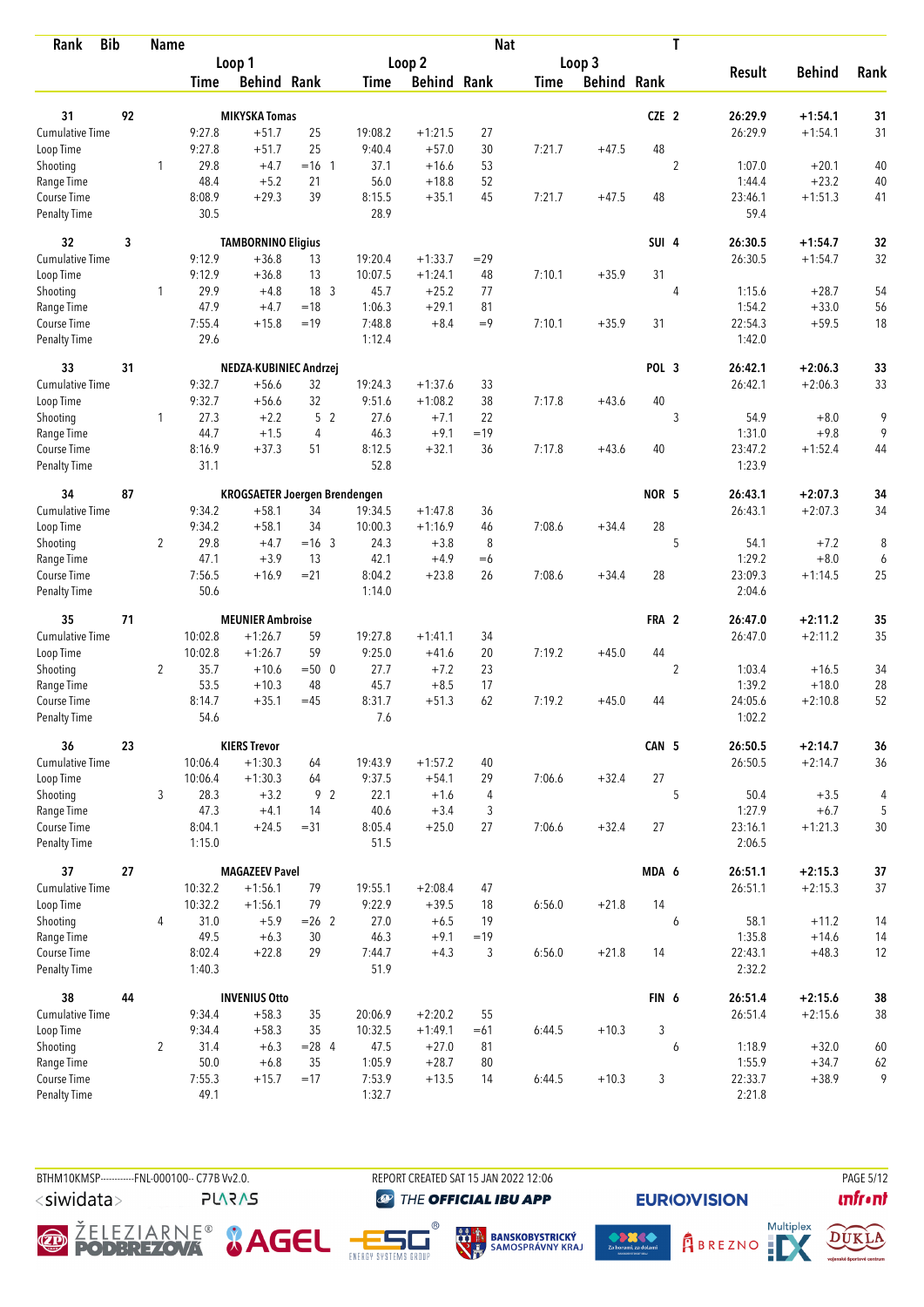| Rank | Bib | Name | | | | | | | | | Nat | T | | | |
|---|---|---|---|---|---|---|---|---|---|---|---|---|---|---|---|
| | | | Loop 1 | | | Loop 2 | | | Loop 3 | | | | Result | Behind | Rank |
| | | | Time | Behind | Rank | Time | Behind | Rank | Time | Behind | Rank | | | | |
| **31** | **92** | **MIKYSKA Tomas** | | | | | | | | | **CZE** | **2** | **26:29.9** | **+1:54.1** | **31** |
| Cumulative Time | | | 9:27.8 | +51.7 | 25 | 19:08.2 | +1:21.5 | 27 | | | | | 26:29.9 | +1:54.1 | 31 |
| Loop Time | | | 9:27.8 | +51.7 | 25 | 9:40.4 | +57.0 | 30 | 7:21.7 | +47.5 | 48 | | | | |
| Shooting | | 1 | 29.8 | +4.7 | =16 1 | 37.1 | +16.6 | 53 | | | | 2 | 1:07.0 | +20.1 | 40 |
| Range Time | | | 48.4 | +5.2 | 21 | 56.0 | +18.8 | 52 | | | | | 1:44.4 | +23.2 | 40 |
| Course Time | | | 8:08.9 | +29.3 | 39 | 8:15.5 | +35.1 | 45 | 7:21.7 | +47.5 | 48 | | 23:46.1 | +1:51.3 | 41 |
| Penalty Time | | | 30.5 | | | 28.9 | | | | | | | 59.4 | | |
| **32** | **3** | **TAMBORNINO Eligius** | | | | | | | | | **SUI** | **4** | **26:30.5** | **+1:54.7** | **32** |
| Cumulative Time | | | 9:12.9 | +36.8 | 13 | 19:20.4 | +1:33.7 | =29 | | | | | 26:30.5 | +1:54.7 | 32 |
| Loop Time | | | 9:12.9 | +36.8 | 13 | 10:07.5 | +1:24.1 | 48 | 7:10.1 | +35.9 | 31 | | | | |
| Shooting | | 1 | 29.9 | +4.8 | 18 3 | 45.7 | +25.2 | 77 | | | | 4 | 1:15.6 | +28.7 | 54 |
| Range Time | | | 47.9 | +4.7 | =18 | 1:06.3 | +29.1 | 81 | | | | | 1:54.2 | +33.0 | 56 |
| Course Time | | | 7:55.4 | +15.8 | =19 | 7:48.8 | +8.4 | =9 | 7:10.1 | +35.9 | 31 | | 22:54.3 | +59.5 | 18 |
| Penalty Time | | | 29.6 | | | 1:12.4 | | | | | | | 1:42.0 | | |
| **33** | **31** | **NEDZA-KUBINIEC Andrzej** | | | | | | | | | **POL** | **3** | **26:42.1** | **+2:06.3** | **33** |
| Cumulative Time | | | 9:32.7 | +56.6 | 32 | 19:24.3 | +1:37.6 | 33 | | | | | 26:42.1 | +2:06.3 | 33 |
| Loop Time | | | 9:32.7 | +56.6 | 32 | 9:51.6 | +1:08.2 | 38 | 7:17.8 | +43.6 | 40 | | | | |
| Shooting | | 1 | 27.3 | +2.2 | 5 2 | 27.6 | +7.1 | 22 | | | | 3 | 54.9 | +8.0 | 9 |
| Range Time | | | 44.7 | +1.5 | 4 | 46.3 | +9.1 | =19 | | | | | 1:31.0 | +9.8 | 9 |
| Course Time | | | 8:16.9 | +37.3 | 51 | 8:12.5 | +32.1 | 36 | 7:17.8 | +43.6 | 40 | | 23:47.2 | +1:52.4 | 44 |
| Penalty Time | | | 31.1 | | | 52.8 | | | | | | | 1:23.9 | | |
| **34** | **87** | **KROGSAETER Joergen Brendengen** | | | | | | | | | **NOR** | **5** | **26:43.1** | **+2:07.3** | **34** |
| Cumulative Time | | | 9:34.2 | +58.1 | 34 | 19:34.5 | +1:47.8 | 36 | | | | | 26:43.1 | +2:07.3 | 34 |
| Loop Time | | | 9:34.2 | +58.1 | 34 | 10:00.3 | +1:16.9 | 46 | 7:08.6 | +34.4 | 28 | | | | |
| Shooting | | 2 | 29.8 | +4.7 | =16 3 | 24.3 | +3.8 | 8 | | | | 5 | 54.1 | +7.2 | 8 |
| Range Time | | | 47.1 | +3.9 | 13 | 42.1 | +4.9 | =6 | | | | | 1:29.2 | +8.0 | 6 |
| Course Time | | | 7:56.5 | +16.9 | =21 | 8:04.2 | +23.8 | 26 | 7:08.6 | +34.4 | 28 | | 23:09.3 | +1:14.5 | 25 |
| Penalty Time | | | 50.6 | | | 1:14.0 | | | | | | | 2:04.6 | | |
| **35** | **71** | **MEUNIER Ambroise** | | | | | | | | | **FRA** | **2** | **26:47.0** | **+2:11.2** | **35** |
| Cumulative Time | | | 10:02.8 | +1:26.7 | 59 | 19:27.8 | +1:41.1 | 34 | | | | | 26:47.0 | +2:11.2 | 35 |
| Loop Time | | | 10:02.8 | +1:26.7 | 59 | 9:25.0 | +41.6 | 20 | 7:19.2 | +45.0 | 44 | | | | |
| Shooting | | 2 | 35.7 | +10.6 | =50 0 | 27.7 | +7.2 | 23 | | | | 2 | 1:03.4 | +16.5 | 34 |
| Range Time | | | 53.5 | +10.3 | 48 | 45.7 | +8.5 | 17 | | | | | 1:39.2 | +18.0 | 28 |
| Course Time | | | 8:14.7 | +35.1 | =45 | 8:31.7 | +51.3 | 62 | 7:19.2 | +45.0 | 44 | | 24:05.6 | +2:10.8 | 52 |
| Penalty Time | | | 54.6 | | | 7.6 | | | | | | | 1:02.2 | | |
| **36** | **23** | **KIERS Trevor** | | | | | | | | | **CAN** | **5** | **26:50.5** | **+2:14.7** | **36** |
| Cumulative Time | | | 10:06.4 | +1:30.3 | 64 | 19:43.9 | +1:57.2 | 40 | | | | | 26:50.5 | +2:14.7 | 36 |
| Loop Time | | | 10:06.4 | +1:30.3 | 64 | 9:37.5 | +54.1 | 29 | 7:06.6 | +32.4 | 27 | | | | |
| Shooting | | 3 | 28.3 | +3.2 | 9 2 | 22.1 | +1.6 | 4 | | | | 5 | 50.4 | +3.5 | 4 |
| Range Time | | | 47.3 | +4.1 | 14 | 40.6 | +3.4 | 3 | | | | | 1:27.9 | +6.7 | 5 |
| Course Time | | | 8:04.1 | +24.5 | =31 | 8:05.4 | +25.0 | 27 | 7:06.6 | +32.4 | 27 | | 23:16.1 | +1:21.3 | 30 |
| Penalty Time | | | 1:15.0 | | | 51.5 | | | | | | | 2:06.5 | | |
| **37** | **27** | **MAGAZEEV Pavel** | | | | | | | | | **MDA** | **6** | **26:51.1** | **+2:15.3** | **37** |
| Cumulative Time | | | 10:32.2 | +1:56.1 | 79 | 19:55.1 | +2:08.4 | 47 | | | | | 26:51.1 | +2:15.3 | 37 |
| Loop Time | | | 10:32.2 | +1:56.1 | 79 | 9:22.9 | +39.5 | 18 | 6:56.0 | +21.8 | 14 | | | | |
| Shooting | | 4 | 31.0 | +5.9 | =26 2 | 27.0 | +6.5 | 19 | | | | 6 | 58.1 | +11.2 | 14 |
| Range Time | | | 49.5 | +6.3 | 30 | 46.3 | +9.1 | =19 | | | | | 1:35.8 | +14.6 | 14 |
| Course Time | | | 8:02.4 | +22.8 | 29 | 7:44.7 | +4.3 | 3 | 6:56.0 | +21.8 | 14 | | 22:43.1 | +48.3 | 12 |
| Penalty Time | | | 1:40.3 | | | 51.9 | | | | | | | 2:32.2 | | |
| **38** | **44** | **INVENIUS Otto** | | | | | | | | | **FIN** | **6** | **26:51.4** | **+2:15.6** | **38** |
| Cumulative Time | | | 9:34.4 | +58.3 | 35 | 20:06.9 | +2:20.2 | 55 | | | | | 26:51.4 | +2:15.6 | 38 |
| Loop Time | | | 9:34.4 | +58.3 | 35 | 10:32.5 | +1:49.1 | =61 | 6:44.5 | +10.3 | 3 | | | | |
| Shooting | | 2 | 31.4 | +6.3 | =28 4 | 47.5 | +27.0 | 81 | | | | 6 | 1:18.9 | +32.0 | 60 |
| Range Time | | | 50.0 | +6.8 | 35 | 1:05.9 | +28.7 | 80 | | | | | 1:55.9 | +34.7 | 62 |
| Course Time | | | 7:55.3 | +15.7 | =17 | 7:53.9 | +13.5 | 14 | 6:44.5 | +10.3 | 3 | | 22:33.7 | +38.9 | 9 |
| Penalty Time | | | 49.1 | | | 1:32.7 | | | | | | | 2:21.8 | | |

BTHM10KMSP-----------FNL-000100-- C77B Vv2.0. REPORT CREATED SAT 15 JAN 2022 12:06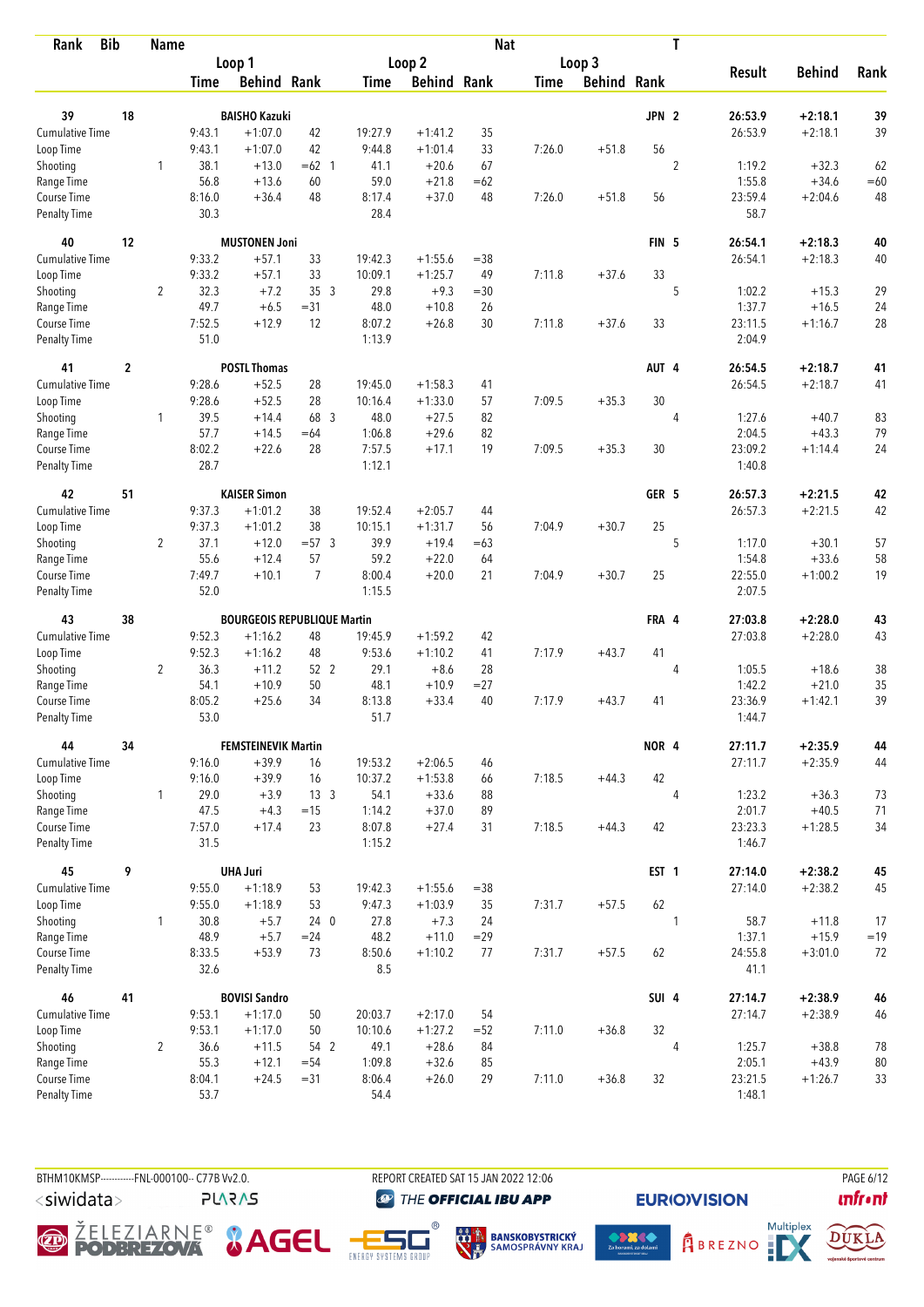| Rank | Bib | Name | | | | | | | | Nat | T | | | |
|---|---|---|---|---|---|---|---|---|---|---|---|---|---|---|
| | | | Loop 1 | | | Loop 2 | | | Loop 3 | | | Result | Behind | Rank |
| | | | Time | Behind | Rank | Time | Behind | Rank | Time | Behind | Rank | | | |
| 39 | 18 | BAISHO Kazuki | | | | | | | | JPN | 2 | 26:53.9 | +2:18.1 | 39 |
| Cumulative Time | | | 9:43.1 | +1:07.0 | 42 | 19:27.9 | +1:41.2 | 35 | | | | 26:53.9 | +2:18.1 | 39 |
| Loop Time | | | 9:43.1 | +1:07.0 | 42 | 9:44.8 | +1:01.4 | 33 | 7:26.0 | +51.8 | 56 | | | |
| Shooting | | 1 | 38.1 | +13.0 | =62 1 | 41.1 | +20.6 | 67 | | | 2 | 1:19.2 | +32.3 | 62 |
| Range Time | | | 56.8 | +13.6 | 60 | 59.0 | +21.8 | =62 | | | | 1:55.8 | +34.6 | =60 |
| Course Time | | | 8:16.0 | +36.4 | 48 | 8:17.4 | +37.0 | 48 | 7:26.0 | +51.8 | 56 | 23:59.4 | +2:04.6 | 48 |
| Penalty Time | | | 30.3 | | | 28.4 | | | | | | 58.7 | | |
| 40 | 12 | MUSTONEN Joni | | | | | | | | FIN | 5 | 26:54.1 | +2:18.3 | 40 |
| Cumulative Time | | | 9:33.2 | +57.1 | 33 | 19:42.3 | +1:55.6 | =38 | | | | 26:54.1 | +2:18.3 | 40 |
| Loop Time | | | 9:33.2 | +57.1 | 33 | 10:09.1 | +1:25.7 | 49 | 7:11.8 | +37.6 | 33 | | | |
| Shooting | | 2 | 32.3 | +7.2 | 35 3 | 29.8 | +9.3 | =30 | | | 5 | 1:02.2 | +15.3 | 29 |
| Range Time | | | 49.7 | +6.5 | =31 | 48.0 | +10.8 | 26 | | | | 1:37.7 | +16.5 | 24 |
| Course Time | | | 7:52.5 | +12.9 | 12 | 8:07.2 | +26.8 | 30 | 7:11.8 | +37.6 | 33 | 23:11.5 | +1:16.7 | 28 |
| Penalty Time | | | 51.0 | | | 1:13.9 | | | | | | 2:04.9 | | |
| 41 | 2 | POSTL Thomas | | | | | | | | AUT | 4 | 26:54.5 | +2:18.7 | 41 |
| Cumulative Time | | | 9:28.6 | +52.5 | 28 | 19:45.0 | +1:58.3 | 41 | | | | 26:54.5 | +2:18.7 | 41 |
| Loop Time | | | 9:28.6 | +52.5 | 28 | 10:16.4 | +1:33.0 | 57 | 7:09.5 | +35.3 | 30 | | | |
| Shooting | | 1 | 39.5 | +14.4 | 68 3 | 48.0 | +27.5 | 82 | | | 4 | 1:27.6 | +40.7 | 83 |
| Range Time | | | 57.7 | +14.5 | =64 | 1:06.8 | +29.6 | 82 | | | | 2:04.5 | +43.3 | 79 |
| Course Time | | | 8:02.2 | +22.6 | 28 | 7:57.5 | +17.1 | 19 | 7:09.5 | +35.3 | 30 | 23:09.2 | +1:14.4 | 24 |
| Penalty Time | | | 28.7 | | | 1:12.1 | | | | | | 1:40.8 | | |
| 42 | 51 | KAISER Simon | | | | | | | | GER | 5 | 26:57.3 | +2:21.5 | 42 |
| Cumulative Time | | | 9:37.3 | +1:01.2 | 38 | 19:52.4 | +2:05.7 | 44 | | | | 26:57.3 | +2:21.5 | 42 |
| Loop Time | | | 9:37.3 | +1:01.2 | 38 | 10:15.1 | +1:31.7 | 56 | 7:04.9 | +30.7 | 25 | | | |
| Shooting | | 2 | 37.1 | +12.0 | =57 3 | 39.9 | +19.4 | =63 | | | 5 | 1:17.0 | +30.1 | 57 |
| Range Time | | | 55.6 | +12.4 | 57 | 59.2 | +22.0 | 64 | | | | 1:54.8 | +33.6 | 58 |
| Course Time | | | 7:49.7 | +10.1 | 7 | 8:00.4 | +20.0 | 21 | 7:04.9 | +30.7 | 25 | 22:55.0 | +1:00.2 | 19 |
| Penalty Time | | | 52.0 | | | 1:15.5 | | | | | | 2:07.5 | | |
| 43 | 38 | BOURGEOIS REPUBLIQUE Martin | | | | | | | | FRA | 4 | 27:03.8 | +2:28.0 | 43 |
| Cumulative Time | | | 9:52.3 | +1:16.2 | 48 | 19:45.9 | +1:59.2 | 42 | | | | 27:03.8 | +2:28.0 | 43 |
| Loop Time | | | 9:52.3 | +1:16.2 | 48 | 9:53.6 | +1:10.2 | 41 | 7:17.9 | +43.7 | 41 | | | |
| Shooting | | 2 | 36.3 | +11.2 | 52 2 | 29.1 | +8.6 | 28 | | | 4 | 1:05.5 | +18.6 | 38 |
| Range Time | | | 54.1 | +10.9 | 50 | 48.1 | +10.9 | =27 | | | | 1:42.2 | +21.0 | 35 |
| Course Time | | | 8:05.2 | +25.6 | 34 | 8:13.8 | +33.4 | 40 | 7:17.9 | +43.7 | 41 | 23:36.9 | +1:42.1 | 39 |
| Penalty Time | | | 53.0 | | | 51.7 | | | | | | 1:44.7 | | |
| 44 | 34 | FEMSTEINEVIK Martin | | | | | | | | NOR | 4 | 27:11.7 | +2:35.9 | 44 |
| Cumulative Time | | | 9:16.0 | +39.9 | 16 | 19:53.2 | +2:06.5 | 46 | | | | 27:11.7 | +2:35.9 | 44 |
| Loop Time | | | 9:16.0 | +39.9 | 16 | 10:37.2 | +1:53.8 | 66 | 7:18.5 | +44.3 | 42 | | | |
| Shooting | | 1 | 29.0 | +3.9 | 13 3 | 54.1 | +33.6 | 88 | | | 4 | 1:23.2 | +36.3 | 73 |
| Range Time | | | 47.5 | +4.3 | =15 | 1:14.2 | +37.0 | 89 | | | | 2:01.7 | +40.5 | 71 |
| Course Time | | | 7:57.0 | +17.4 | 23 | 8:07.8 | +27.4 | 31 | 7:18.5 | +44.3 | 42 | 23:23.3 | +1:28.5 | 34 |
| Penalty Time | | | 31.5 | | | 1:15.2 | | | | | | 1:46.7 | | |
| 45 | 9 | UHA Juri | | | | | | | | EST | 1 | 27:14.0 | +2:38.2 | 45 |
| Cumulative Time | | | 9:55.0 | +1:18.9 | 53 | 19:42.3 | +1:55.6 | =38 | | | | 27:14.0 | +2:38.2 | 45 |
| Loop Time | | | 9:55.0 | +1:18.9 | 53 | 9:47.3 | +1:03.9 | 35 | 7:31.7 | +57.5 | 62 | | | |
| Shooting | | 1 | 30.8 | +5.7 | 24 0 | 27.8 | +7.3 | 24 | | | 1 | 58.7 | +11.8 | 17 |
| Range Time | | | 48.9 | +5.7 | =24 | 48.2 | +11.0 | =29 | | | | 1:37.1 | +15.9 | =19 |
| Course Time | | | 8:33.5 | +53.9 | 73 | 8:50.6 | +1:10.2 | 77 | 7:31.7 | +57.5 | 62 | 24:55.8 | +3:01.0 | 72 |
| Penalty Time | | | 32.6 | | | 8.5 | | | | | | 41.1 | | |
| 46 | 41 | BOVISI Sandro | | | | | | | | SUI | 4 | 27:14.7 | +2:38.9 | 46 |
| Cumulative Time | | | 9:53.1 | +1:17.0 | 50 | 20:03.7 | +2:17.0 | 54 | | | | 27:14.7 | +2:38.9 | 46 |
| Loop Time | | | 9:53.1 | +1:17.0 | 50 | 10:10.6 | +1:27.2 | =52 | 7:11.0 | +36.8 | 32 | | | |
| Shooting | | 2 | 36.6 | +11.5 | 54 2 | 49.1 | +28.6 | 84 | | | 4 | 1:25.7 | +38.8 | 78 |
| Range Time | | | 55.3 | +12.1 | =54 | 1:09.8 | +32.6 | 85 | | | | 2:05.1 | +43.9 | 80 |
| Course Time | | | 8:04.1 | +24.5 | =31 | 8:06.4 | +26.0 | 29 | 7:11.0 | +36.8 | 32 | 23:21.5 | +1:26.7 | 33 |
| Penalty Time | | | 53.7 | | | 54.4 | | | | | | 1:48.1 | | |

BTHM10KMSP-----------FNL-000100-- C77B Vv2.0. REPORT CREATED SAT 15 JAN 2022 12:06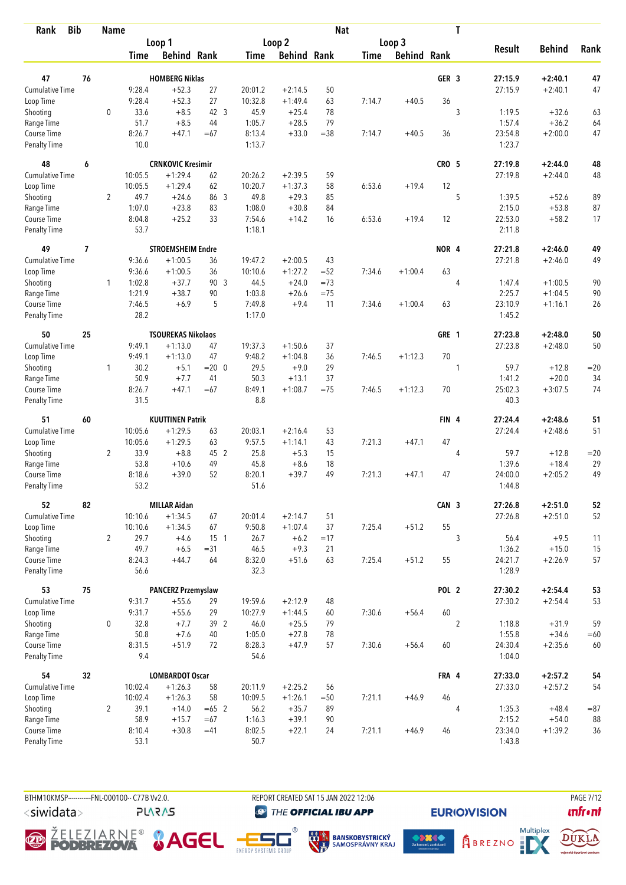| Rank | Bib | Name | | Loop 1 Time | Behind | Rank | Loop 2 Time | Behind | Rank | Loop 3 Time | Behind | Rank | Nat | T | Result | Behind | Rank |
|---|---|---|---|---|---|---|---|---|---|---|---|---|---|---|---|---|---|
| 47 | 76 | HOMBERG Niklas | | | | | | | | | | | GER | 3 | 27:15.9 | +2:40.1 | 47 |
| | | Cumulative Time | | 9:28.4 | +52.3 | 27 | 20:01.2 | +2:14.5 | 50 | | | | | | 27:15.9 | +2:40.1 | 47 |
| | | Loop Time | | 9:28.4 | +52.3 | 27 | 10:32.8 | +1:49.4 | 63 | 7:14.7 | +40.5 | 36 | | | | | |
| | | Shooting | 0 | 33.6 | +8.5 | 42 | 3 45.9 | +25.4 | 78 | | | | | 3 | 1:19.5 | +32.6 | 63 |
| | | Range Time | | 51.7 | +8.5 | 44 | 1:05.7 | +28.5 | 79 | | | | | | 1:57.4 | +36.2 | 64 |
| | | Course Time | | 8:26.7 | +47.1 | =67 | 8:13.4 | +33.0 | =38 | 7:14.7 | +40.5 | 36 | | | 23:54.8 | +2:00.0 | 47 |
| | | Penalty Time | | 10.0 | | | 1:13.7 | | | | | | | | 1:23.7 | | |
| 48 | 6 | CRNKOVIC Kresimir | | | | | | | | | | | CRO | 5 | 27:19.8 | +2:44.0 | 48 |
| | | Cumulative Time | | 10:05.5 | +1:29.4 | 62 | 20:26.2 | +2:39.5 | 59 | | | | | | 27:19.8 | +2:44.0 | 48 |
| | | Loop Time | | 10:05.5 | +1:29.4 | 62 | 10:20.7 | +1:37.3 | 58 | 6:53.6 | +19.4 | 12 | | | | | |
| | | Shooting | 2 | 49.7 | +24.6 | 86 | 3 49.8 | +29.3 | 85 | | | | | 5 | 1:39.5 | +52.6 | 89 |
| | | Range Time | | 1:07.0 | +23.8 | 83 | 1:08.0 | +30.8 | 84 | | | | | | 2:15.0 | +53.8 | 87 |
| | | Course Time | | 8:04.8 | +25.2 | 33 | 7:54.6 | +14.2 | 16 | 6:53.6 | +19.4 | 12 | | | 22:53.0 | +58.2 | 17 |
| | | Penalty Time | | 53.7 | | | 1:18.1 | | | | | | | | 2:11.8 | | |
| 49 | 7 | STROEMSHEIM Endre | | | | | | | | | | | NOR | 4 | 27:21.8 | +2:46.0 | 49 |
| | | Cumulative Time | | 9:36.6 | +1:00.5 | 36 | 19:47.2 | +2:00.5 | 43 | | | | | | 27:21.8 | +2:46.0 | 49 |
| | | Loop Time | | 9:36.6 | +1:00.5 | 36 | 10:10.6 | +1:27.2 | =52 | 7:34.6 | +1:00.4 | 63 | | | | | |
| | | Shooting | 1 | 1:02.8 | +37.7 | 90 | 3 44.5 | +24.0 | =73 | | | | | 4 | 1:47.4 | +1:00.5 | 90 |
| | | Range Time | | 1:21.9 | +38.7 | 90 | 1:03.8 | +26.6 | =75 | | | | | | 2:25.7 | +1:04.5 | 90 |
| | | Course Time | | 7:46.5 | +6.9 | 5 | 7:49.8 | +9.4 | 11 | 7:34.6 | +1:00.4 | 63 | | | 23:10.9 | +1:16.1 | 26 |
| | | Penalty Time | | 28.2 | | | 1:17.0 | | | | | | | | 1:45.2 | | |
| 50 | 25 | TSOUREKAS Nikolaos | | | | | | | | | | | GRE | 1 | 27:23.8 | +2:48.0 | 50 |
| | | Cumulative Time | | 9:49.1 | +1:13.0 | 47 | 19:37.3 | +1:50.6 | 37 | | | | | | 27:23.8 | +2:48.0 | 50 |
| | | Loop Time | | 9:49.1 | +1:13.0 | 47 | 9:48.2 | +1:04.8 | 36 | 7:46.5 | +1:12.3 | 70 | | | | | |
| | | Shooting | 1 | 30.2 | +5.1 | =20 | 0 29.5 | +9.0 | 29 | | | | | 1 | 59.7 | +12.8 | =20 |
| | | Range Time | | 50.9 | +7.7 | 41 | 50.3 | +13.1 | 37 | | | | | | 1:41.2 | +20.0 | 34 |
| | | Course Time | | 8:26.7 | +47.1 | =67 | 8:49.1 | +1:08.7 | =75 | 7:46.5 | +1:12.3 | 70 | | | 25:02.3 | +3:07.5 | 74 |
| | | Penalty Time | | 31.5 | | | 8.8 | | | | | | | | 40.3 | | |
| 51 | 60 | KUUTTINEN Patrik | | | | | | | | | | | FIN | 4 | 27:24.4 | +2:48.6 | 51 |
| | | Cumulative Time | | 10:05.6 | +1:29.5 | 63 | 20:03.1 | +2:16.4 | 53 | | | | | | 27:24.4 | +2:48.6 | 51 |
| | | Loop Time | | 10:05.6 | +1:29.5 | 63 | 9:57.5 | +1:14.1 | 43 | 7:21.3 | +47.1 | 47 | | | | | |
| | | Shooting | 2 | 33.9 | +8.8 | 45 | 2 25.8 | +5.3 | 15 | | | | | 4 | 59.7 | +12.8 | =20 |
| | | Range Time | | 53.8 | +10.6 | 49 | 45.8 | +8.6 | 18 | | | | | | 1:39.6 | +18.4 | 29 |
| | | Course Time | | 8:18.6 | +39.0 | 52 | 8:20.1 | +39.7 | 49 | 7:21.3 | +47.1 | 47 | | | 24:00.0 | +2:05.2 | 49 |
| | | Penalty Time | | 53.2 | | | 51.6 | | | | | | | | 1:44.8 | | |
| 52 | 82 | MILLAR Aidan | | | | | | | | | | | CAN | 3 | 27:26.8 | +2:51.0 | 52 |
| | | Cumulative Time | | 10:10.6 | +1:34.5 | 67 | 20:01.4 | +2:14.7 | 51 | | | | | | 27:26.8 | +2:51.0 | 52 |
| | | Loop Time | | 10:10.6 | +1:34.5 | 67 | 9:50.8 | +1:07.4 | 37 | 7:25.4 | +51.2 | 55 | | | | | |
| | | Shooting | 2 | 29.7 | +4.6 | 15 | 1 26.7 | +6.2 | =17 | | | | | 3 | 56.4 | +9.5 | 11 |
| | | Range Time | | 49.7 | +6.5 | =31 | 46.5 | +9.3 | 21 | | | | | | 1:36.2 | +15.0 | 15 |
| | | Course Time | | 8:24.3 | +44.7 | 64 | 8:32.0 | +51.6 | 63 | 7:25.4 | +51.2 | 55 | | | 24:21.7 | +2:26.9 | 57 |
| | | Penalty Time | | 56.6 | | | 32.3 | | | | | | | | 1:28.9 | | |
| 53 | 75 | PANCERZ Przemyslaw | | | | | | | | | | | POL | 2 | 27:30.2 | +2:54.4 | 53 |
| | | Cumulative Time | | 9:31.7 | +55.6 | 29 | 19:59.6 | +2:12.9 | 48 | | | | | | 27:30.2 | +2:54.4 | 53 |
| | | Loop Time | | 9:31.7 | +55.6 | 29 | 10:27.9 | +1:44.5 | 60 | 7:30.6 | +56.4 | 60 | | | | | |
| | | Shooting | 0 | 32.8 | +7.7 | 39 | 2 46.0 | +25.5 | 79 | | | | | 2 | 1:18.8 | +31.9 | 59 |
| | | Range Time | | 50.8 | +7.6 | 40 | 1:05.0 | +27.8 | 78 | | | | | | 1:55.8 | +34.6 | =60 |
| | | Course Time | | 8:31.5 | +51.9 | 72 | 8:28.3 | +47.9 | 57 | 7:30.6 | +56.4 | 60 | | | 24:30.4 | +2:35.6 | 60 |
| | | Penalty Time | | 9.4 | | | 54.6 | | | | | | | | 1:04.0 | | |
| 54 | 32 | LOMBARDOT Oscar | | | | | | | | | | | FRA | 4 | 27:33.0 | +2:57.2 | 54 |
| | | Cumulative Time | | 10:02.4 | +1:26.3 | 58 | 20:11.9 | +2:25.2 | 56 | | | | | | 27:33.0 | +2:57.2 | 54 |
| | | Loop Time | | 10:02.4 | +1:26.3 | 58 | 10:09.5 | +1:26.1 | =50 | 7:21.1 | +46.9 | 46 | | | | | |
| | | Shooting | 2 | 39.1 | +14.0 | =65 | 2 56.2 | +35.7 | 89 | | | | | 4 | 1:35.3 | +48.4 | =87 |
| | | Range Time | | 58.9 | +15.7 | =67 | 1:16.3 | +39.1 | 90 | | | | | | 2:15.2 | +54.0 | 88 |
| | | Course Time | | 8:10.4 | +30.8 | =41 | 8:02.5 | +22.1 | 24 | 7:21.1 | +46.9 | 46 | | | 23:34.0 | +1:39.2 | 36 |
| | | Penalty Time | | 53.1 | | | 50.7 | | | | | | | | 1:43.8 | | |

BTHM10KMSP-----------FNL-000100-- C77B Vv2.0. REPORT CREATED SAT 15 JAN 2022 12:06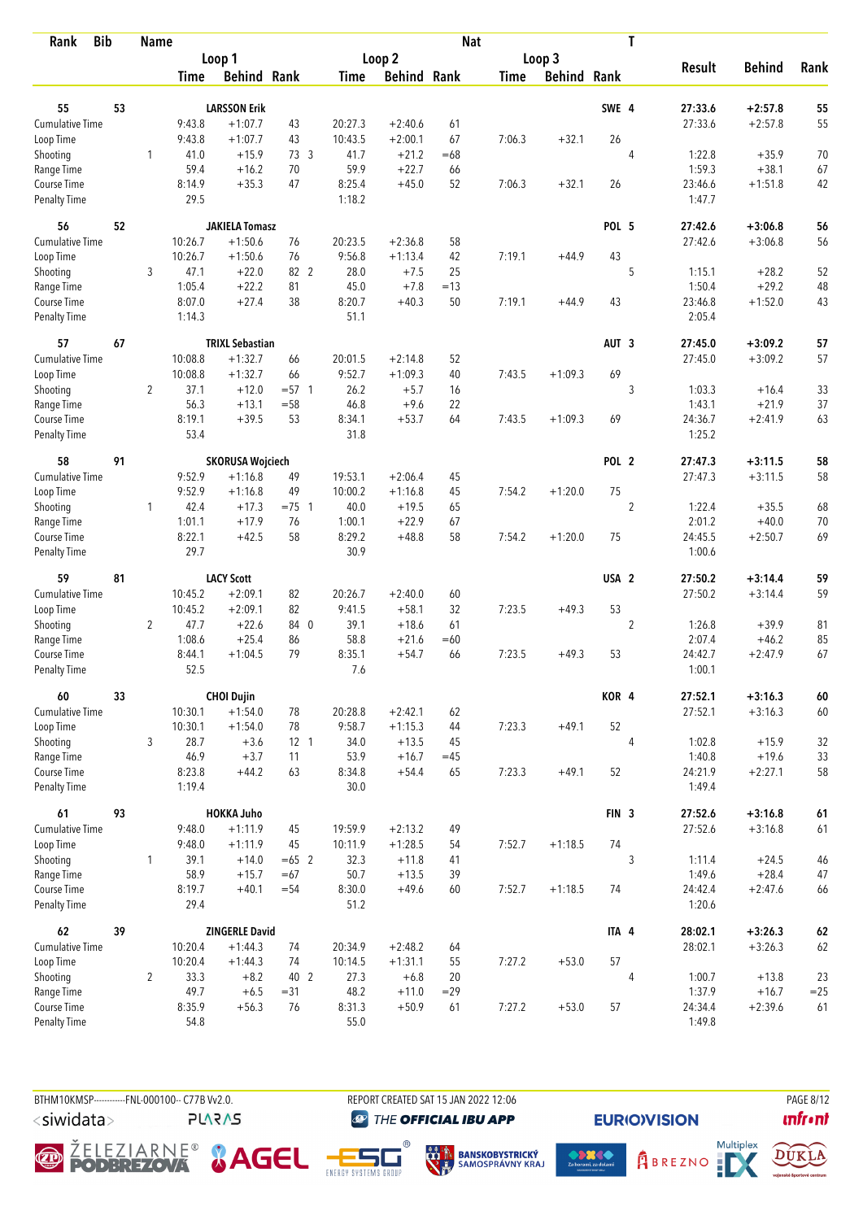| Rank | Bib | Name | | | | | | Nat | | | T | | | |
|---|---|---|---|---|---|---|---|---|---|---|---|---|---|---|
| | | | Loop 1 | | | Loop 2 | | | Loop 3 | | | Result | Behind | Rank |
| | | | Time | Behind | Rank | Time | Behind | Rank | Time | Behind | Rank | | | |
| 55 | 53 | LARSSON Erik | | | | | | | | | SWE 4 | 27:33.6 | +2:57.8 | 55 |
| Cumulative Time | | | 9:43.8 | +1:07.7 | 43 | 20:27.3 | +2:40.6 | 61 | | | | 27:33.6 | +2:57.8 | 55 |
| Loop Time | | | 9:43.8 | +1:07.7 | 43 | 10:43.5 | +2:00.1 | 67 | 7:06.3 | +32.1 | 26 | | | |
| Shooting | | 1 | 41.0 | +15.9 | 73 3 | 41.7 | +21.2 | =68 | | | 4 | 1:22.8 | +35.9 | 70 |
| Range Time | | | 59.4 | +16.2 | 70 | 59.9 | +22.7 | 66 | | | | 1:59.3 | +38.1 | 67 |
| Course Time | | | 8:14.9 | +35.3 | 47 | 8:25.4 | +45.0 | 52 | 7:06.3 | +32.1 | 26 | 23:46.6 | +1:51.8 | 42 |
| Penalty Time | | | 29.5 | | | 1:18.2 | | | | | | 1:47.7 | | |
| 56 | 52 | JAKIELA Tomasz | | | | | | | | | POL 5 | 27:42.6 | +3:06.8 | 56 |
| Cumulative Time | | | 10:26.7 | +1:50.6 | 76 | 20:23.5 | +2:36.8 | 58 | | | | 27:42.6 | +3:06.8 | 56 |
| Loop Time | | | 10:26.7 | +1:50.6 | 76 | 9:56.8 | +1:13.4 | 42 | 7:19.1 | +44.9 | 43 | | | |
| Shooting | | 3 | 47.1 | +22.0 | 82 2 | 28.0 | +7.5 | 25 | | | 5 | 1:15.1 | +28.2 | 52 |
| Range Time | | | 1:05.4 | +22.2 | 81 | 45.0 | +7.8 | =13 | | | | 1:50.4 | +29.2 | 48 |
| Course Time | | | 8:07.0 | +27.4 | 38 | 8:20.7 | +40.3 | 50 | 7:19.1 | +44.9 | 43 | 23:46.8 | +1:52.0 | 43 |
| Penalty Time | | | 1:14.3 | | | 51.1 | | | | | | 2:05.4 | | |
| 57 | 67 | TRIXL Sebastian | | | | | | | | | AUT 3 | 27:45.0 | +3:09.2 | 57 |
| Cumulative Time | | | 10:08.8 | +1:32.7 | 66 | 20:01.5 | +2:14.8 | 52 | | | | 27:45.0 | +3:09.2 | 57 |
| Loop Time | | | 10:08.8 | +1:32.7 | 66 | 9:52.7 | +1:09.3 | 40 | 7:43.5 | +1:09.3 | 69 | | | |
| Shooting | | 2 | 37.1 | +12.0 | =57 1 | 26.2 | +5.7 | 16 | | | 3 | 1:03.3 | +16.4 | 33 |
| Range Time | | | 56.3 | +13.1 | =58 | 46.8 | +9.6 | 22 | | | | 1:43.1 | +21.9 | 37 |
| Course Time | | | 8:19.1 | +39.5 | 53 | 8:34.1 | +53.7 | 64 | 7:43.5 | +1:09.3 | 69 | 24:36.7 | +2:41.9 | 63 |
| Penalty Time | | | 53.4 | | | 31.8 | | | | | | 1:25.2 | | |
| 58 | 91 | SKORUSA Wojciech | | | | | | | | | POL 2 | 27:47.3 | +3:11.5 | 58 |
| Cumulative Time | | | 9:52.9 | +1:16.8 | 49 | 19:53.1 | +2:06.4 | 45 | | | | 27:47.3 | +3:11.5 | 58 |
| Loop Time | | | 9:52.9 | +1:16.8 | 49 | 10:00.2 | +1:16.8 | 45 | 7:54.2 | +1:20.0 | 75 | | | |
| Shooting | | 1 | 42.4 | +17.3 | =75 1 | 40.0 | +19.5 | 65 | | | 2 | 1:22.4 | +35.5 | 68 |
| Range Time | | | 1:01.1 | +17.9 | 76 | 1:00.1 | +22.9 | 67 | | | | 2:01.2 | +40.0 | 70 |
| Course Time | | | 8:22.1 | +42.5 | 58 | 8:29.2 | +48.8 | 58 | 7:54.2 | +1:20.0 | 75 | 24:45.5 | +2:50.7 | 69 |
| Penalty Time | | | 29.7 | | | 30.9 | | | | | | 1:00.6 | | |
| 59 | 81 | LACY Scott | | | | | | | | | USA 2 | 27:50.2 | +3:14.4 | 59 |
| Cumulative Time | | | 10:45.2 | +2:09.1 | 82 | 20:26.7 | +2:40.0 | 60 | | | | 27:50.2 | +3:14.4 | 59 |
| Loop Time | | | 10:45.2 | +2:09.1 | 82 | 9:41.5 | +58.1 | 32 | 7:23.5 | +49.3 | 53 | | | |
| Shooting | | 2 | 47.7 | +22.6 | 84 0 | 39.1 | +18.6 | 61 | | | 2 | 1:26.8 | +39.9 | 81 |
| Range Time | | | 1:08.6 | +25.4 | 86 | 58.8 | +21.6 | =60 | | | | 2:07.4 | +46.2 | 85 |
| Course Time | | | 8:44.1 | +1:04.5 | 79 | 8:35.1 | +54.7 | 66 | 7:23.5 | +49.3 | 53 | 24:42.7 | +2:47.9 | 67 |
| Penalty Time | | | 52.5 | | | 7.6 | | | | | | 1:00.1 | | |
| 60 | 33 | CHOI Dujin | | | | | | | | | KOR 4 | 27:52.1 | +3:16.3 | 60 |
| Cumulative Time | | | 10:30.1 | +1:54.0 | 78 | 20:28.8 | +2:42.1 | 62 | | | | 27:52.1 | +3:16.3 | 60 |
| Loop Time | | | 10:30.1 | +1:54.0 | 78 | 9:58.7 | +1:15.3 | 44 | 7:23.3 | +49.1 | 52 | | | |
| Shooting | | 3 | 28.7 | +3.6 | 12 1 | 34.0 | +13.5 | 45 | | | 4 | 1:02.8 | +15.9 | 32 |
| Range Time | | | 46.9 | +3.7 | 11 | 53.9 | +16.7 | =45 | | | | 1:40.8 | +19.6 | 33 |
| Course Time | | | 8:23.8 | +44.2 | 63 | 8:34.8 | +54.4 | 65 | 7:23.3 | +49.1 | 52 | 24:21.9 | +2:27.1 | 58 |
| Penalty Time | | | 1:19.4 | | | 30.0 | | | | | | 1:49.4 | | |
| 61 | 93 | HOKKA Juho | | | | | | | | | FIN 3 | 27:52.6 | +3:16.8 | 61 |
| Cumulative Time | | | 9:48.0 | +1:11.9 | 45 | 19:59.9 | +2:13.2 | 49 | | | | 27:52.6 | +3:16.8 | 61 |
| Loop Time | | | 9:48.0 | +1:11.9 | 45 | 10:11.9 | +1:28.5 | 54 | 7:52.7 | +1:18.5 | 74 | | | |
| Shooting | | 1 | 39.1 | +14.0 | =65 2 | 32.3 | +11.8 | 41 | | | 3 | 1:11.4 | +24.5 | 46 |
| Range Time | | | 58.9 | +15.7 | =67 | 50.7 | +13.5 | 39 | | | | 1:49.6 | +28.4 | 47 |
| Course Time | | | 8:19.7 | +40.1 | =54 | 8:30.0 | +49.6 | 60 | 7:52.7 | +1:18.5 | 74 | 24:42.4 | +2:47.6 | 66 |
| Penalty Time | | | 29.4 | | | 51.2 | | | | | | 1:20.6 | | |
| 62 | 39 | ZINGERLE David | | | | | | | | | ITA 4 | 28:02.1 | +3:26.3 | 62 |
| Cumulative Time | | | 10:20.4 | +1:44.3 | 74 | 20:34.9 | +2:48.2 | 64 | | | | 28:02.1 | +3:26.3 | 62 |
| Loop Time | | | 10:20.4 | +1:44.3 | 74 | 10:14.5 | +1:31.1 | 55 | 7:27.2 | +53.0 | 57 | | | |
| Shooting | | 2 | 33.3 | +8.2 | 40 2 | 27.3 | +6.8 | 20 | | | 4 | 1:00.7 | +13.8 | 23 |
| Range Time | | | 49.7 | +6.5 | =31 | 48.2 | +11.0 | =29 | | | | 1:37.9 | +16.7 | =25 |
| Course Time | | | 8:35.9 | +56.3 | 76 | 8:31.3 | +50.9 | 61 | 7:27.2 | +53.0 | 57 | 24:34.4 | +2:39.6 | 61 |
| Penalty Time | | | 54.8 | | | 55.0 | | | | | | 1:49.8 | | |

BTHM10KMSP-----------FNL-000100-- C77B Vv2.0. REPORT CREATED SAT 15 JAN 2022 12:06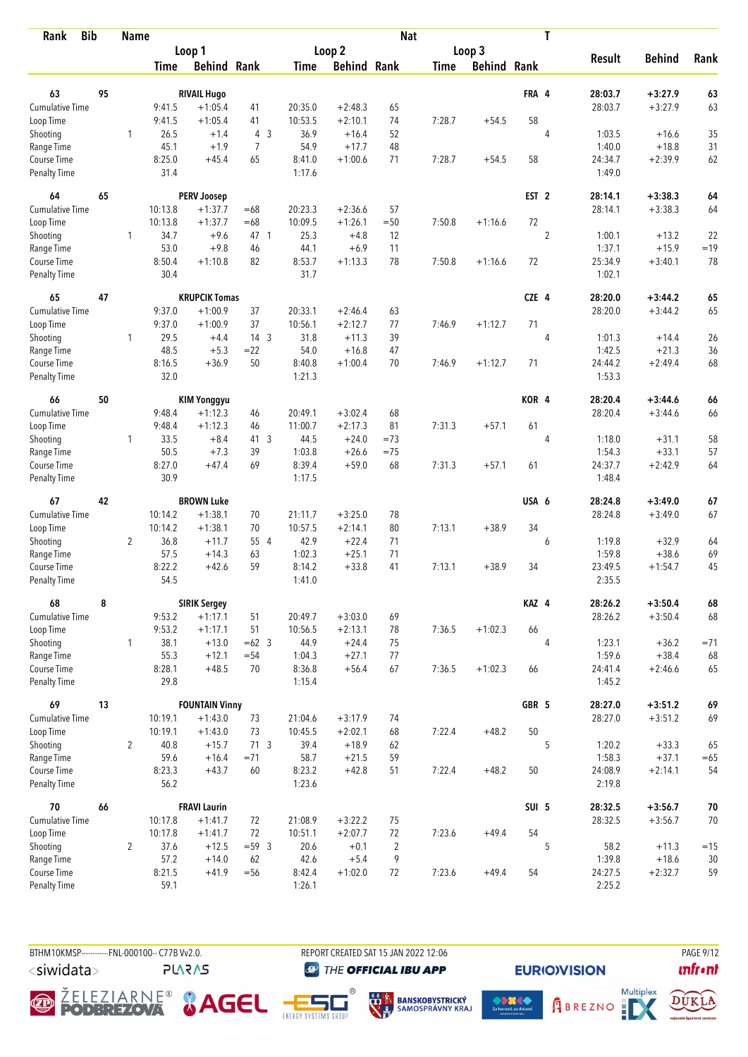| Rank | Bib | Name | | | | | | | | Nat | T | | | |
|---|---|---|---|---|---|---|---|---|---|---|---|---|---|---|
| | | | Loop 1 | | | Loop 2 | | | Loop 3 | | | Result | Behind | Rank |
| | | | Time | Behind | Rank | Time | Behind | Rank | Time | Behind | Rank | | | |
| 63 | 95 | RIVAIL Hugo | | | | | | | | | FRA 4 | 28:03.7 | +3:27.9 | 63 |
| Cumulative Time | | | 9:41.5 | +1:05.4 | 41 | 20:35.0 | +2:48.3 | 65 | | | | 28:03.7 | +3:27.9 | 63 |
| Loop Time | | | 9:41.5 | +1:05.4 | 41 | 10:53.5 | +2:10.1 | 74 | 7:28.7 | +54.5 | 58 | | | |
| Shooting | | 1 | 26.5 | +1.4 | 4 3 | 36.9 | +16.4 | 52 | | | 4 | 1:03.5 | +16.6 | 35 |
| Range Time | | | 45.1 | +1.9 | 7 | 54.9 | +17.7 | 48 | | | | 1:40.0 | +18.8 | 31 |
| Course Time | | | 8:25.0 | +45.4 | 65 | 8:41.0 | +1:00.6 | 71 | 7:28.7 | +54.5 | 58 | 24:34.7 | +2:39.9 | 62 |
| Penalty Time | | | 31.4 | | | 1:17.6 | | | | | | 1:49.0 | | |
| 64 | 65 | PERV Joosep | | | | | | | | | EST 2 | 28:14.1 | +3:38.3 | 64 |
| Cumulative Time | | | 10:13.8 | +1:37.7 | =68 | 20:23.3 | +2:36.6 | 57 | | | | 28:14.1 | +3:38.3 | 64 |
| Loop Time | | | 10:13.8 | +1:37.7 | =68 | 10:09.5 | +1:26.1 | =50 | 7:50.8 | +1:16.6 | 72 | | | |
| Shooting | | 1 | 34.7 | +9.6 | 47 1 | 25.3 | +4.8 | 12 | | | 2 | 1:00.1 | +13.2 | 22 |
| Range Time | | | 53.0 | +9.8 | 46 | 44.1 | +6.9 | 11 | | | | 1:37.1 | +15.9 | =19 |
| Course Time | | | 8:50.4 | +1:10.8 | 82 | 8:53.7 | +1:13.3 | 78 | 7:50.8 | +1:16.6 | 72 | 25:34.9 | +3:40.1 | 78 |
| Penalty Time | | | 30.4 | | | 31.7 | | | | | | 1:02.1 | | |
| 65 | 47 | KRUPCIK Tomas | | | | | | | | | CZE 4 | 28:20.0 | +3:44.2 | 65 |
| Cumulative Time | | | 9:37.0 | +1:00.9 | 37 | 20:33.1 | +2:46.4 | 63 | | | | 28:20.0 | +3:44.2 | 65 |
| Loop Time | | | 9:37.0 | +1:00.9 | 37 | 10:56.1 | +2:12.7 | 77 | 7:46.9 | +1:12.7 | 71 | | | |
| Shooting | | 1 | 29.5 | +4.4 | 14 3 | 31.8 | +11.3 | 39 | | | 4 | 1:01.3 | +14.4 | 26 |
| Range Time | | | 48.5 | +5.3 | =22 | 54.0 | +16.8 | 47 | | | | 1:42.5 | +21.3 | 36 |
| Course Time | | | 8:16.5 | +36.9 | 50 | 8:40.8 | +1:00.4 | 70 | 7:46.9 | +1:12.7 | 71 | 24:44.2 | +2:49.4 | 68 |
| Penalty Time | | | 32.0 | | | 1:21.3 | | | | | | 1:53.3 | | |
| 66 | 50 | KIM Yonggyu | | | | | | | | | KOR 4 | 28:20.4 | +3:44.6 | 66 |
| Cumulative Time | | | 9:48.4 | +1:12.3 | 46 | 20:49.1 | +3:02.4 | 68 | | | | 28:20.4 | +3:44.6 | 66 |
| Loop Time | | | 9:48.4 | +1:12.3 | 46 | 11:00.7 | +2:17.3 | 81 | 7:31.3 | +57.1 | 61 | | | |
| Shooting | | 1 | 33.5 | +8.4 | 41 3 | 44.5 | +24.0 | =73 | | | 4 | 1:18.0 | +31.1 | 58 |
| Range Time | | | 50.5 | +7.3 | 39 | 1:03.8 | +26.6 | =75 | | | | 1:54.3 | +33.1 | 57 |
| Course Time | | | 8:27.0 | +47.4 | 69 | 8:39.4 | +59.0 | 68 | 7:31.3 | +57.1 | 61 | 24:37.7 | +2:42.9 | 64 |
| Penalty Time | | | 30.9 | | | 1:17.5 | | | | | | 1:48.4 | | |
| 67 | 42 | BROWN Luke | | | | | | | | | USA 6 | 28:24.8 | +3:49.0 | 67 |
| Cumulative Time | | | 10:14.2 | +1:38.1 | 70 | 21:11.7 | +3:25.0 | 78 | | | | 28:24.8 | +3:49.0 | 67 |
| Loop Time | | | 10:14.2 | +1:38.1 | 70 | 10:57.5 | +2:14.1 | 80 | 7:13.1 | +38.9 | 34 | | | |
| Shooting | | 2 | 36.8 | +11.7 | 55 4 | 42.9 | +22.4 | 71 | | | 6 | 1:19.8 | +32.9 | 64 |
| Range Time | | | 57.5 | +14.3 | 63 | 1:02.3 | +25.1 | 71 | | | | 1:59.8 | +38.6 | 69 |
| Course Time | | | 8:22.2 | +42.6 | 59 | 8:14.2 | +33.8 | 41 | 7:13.1 | +38.9 | 34 | 23:49.5 | +1:54.7 | 45 |
| Penalty Time | | | 54.5 | | | 1:41.0 | | | | | | 2:35.5 | | |
| 68 | 8 | SIRIK Sergey | | | | | | | | | KAZ 4 | 28:26.2 | +3:50.4 | 68 |
| Cumulative Time | | | 9:53.2 | +1:17.1 | 51 | 20:49.7 | +3:03.0 | 69 | | | | 28:26.2 | +3:50.4 | 68 |
| Loop Time | | | 9:53.2 | +1:17.1 | 51 | 10:56.5 | +2:13.1 | 78 | 7:36.5 | +1:02.3 | 66 | | | |
| Shooting | | 1 | 38.1 | +13.0 | =62 3 | 44.9 | +24.4 | 75 | | | 4 | 1:23.1 | +36.2 | =71 |
| Range Time | | | 55.3 | +12.1 | =54 | 1:04.3 | +27.1 | 77 | | | | 1:59.6 | +38.4 | 68 |
| Course Time | | | 8:28.1 | +48.5 | 70 | 8:36.8 | +56.4 | 67 | 7:36.5 | +1:02.3 | 66 | 24:41.4 | +2:46.6 | 65 |
| Penalty Time | | | 29.8 | | | 1:15.4 | | | | | | 1:45.2 | | |
| 69 | 13 | FOUNTAIN Vinny | | | | | | | | | GBR 5 | 28:27.0 | +3:51.2 | 69 |
| Cumulative Time | | | 10:19.1 | +1:43.0 | 73 | 21:04.6 | +3:17.9 | 74 | | | | 28:27.0 | +3:51.2 | 69 |
| Loop Time | | | 10:19.1 | +1:43.0 | 73 | 10:45.5 | +2:02.1 | 68 | 7:22.4 | +48.2 | 50 | | | |
| Shooting | | 2 | 40.8 | +15.7 | 71 3 | 39.4 | +18.9 | 62 | | | 5 | 1:20.2 | +33.3 | 65 |
| Range Time | | | 59.6 | +16.4 | =71 | 58.7 | +21.5 | 59 | | | | 1:58.3 | +37.1 | =65 |
| Course Time | | | 8:23.3 | +43.7 | 60 | 8:23.2 | +42.8 | 51 | 7:22.4 | +48.2 | 50 | 24:08.9 | +2:14.1 | 54 |
| Penalty Time | | | 56.2 | | | 1:23.6 | | | | | | 2:19.8 | | |
| 70 | 66 | FRAVI Laurin | | | | | | | | | SUI 5 | 28:32.5 | +3:56.7 | 70 |
| Cumulative Time | | | 10:17.8 | +1:41.7 | 72 | 21:08.9 | +3:22.2 | 75 | | | | 28:32.5 | +3:56.7 | 70 |
| Loop Time | | | 10:17.8 | +1:41.7 | 72 | 10:51.1 | +2:07.7 | 72 | 7:23.6 | +49.4 | 54 | | | |
| Shooting | | 2 | 37.6 | +12.5 | =59 3 | 20.6 | +0.1 | 2 | | | 5 | 58.2 | +11.3 | =15 |
| Range Time | | | 57.2 | +14.0 | 62 | 42.6 | +5.4 | 9 | | | | 1:39.8 | +18.6 | 30 |
| Course Time | | | 8:21.5 | +41.9 | =56 | 8:42.4 | +1:02.0 | 72 | 7:23.6 | +49.4 | 54 | 24:27.5 | +2:32.7 | 59 |
| Penalty Time | | | 59.1 | | | 1:26.1 | | | | | | 2:25.2 | | |

BTHM10KMSP-----------FNL-000100-- C77B Vv2.0. REPORT CREATED SAT 15 JAN 2022 12:06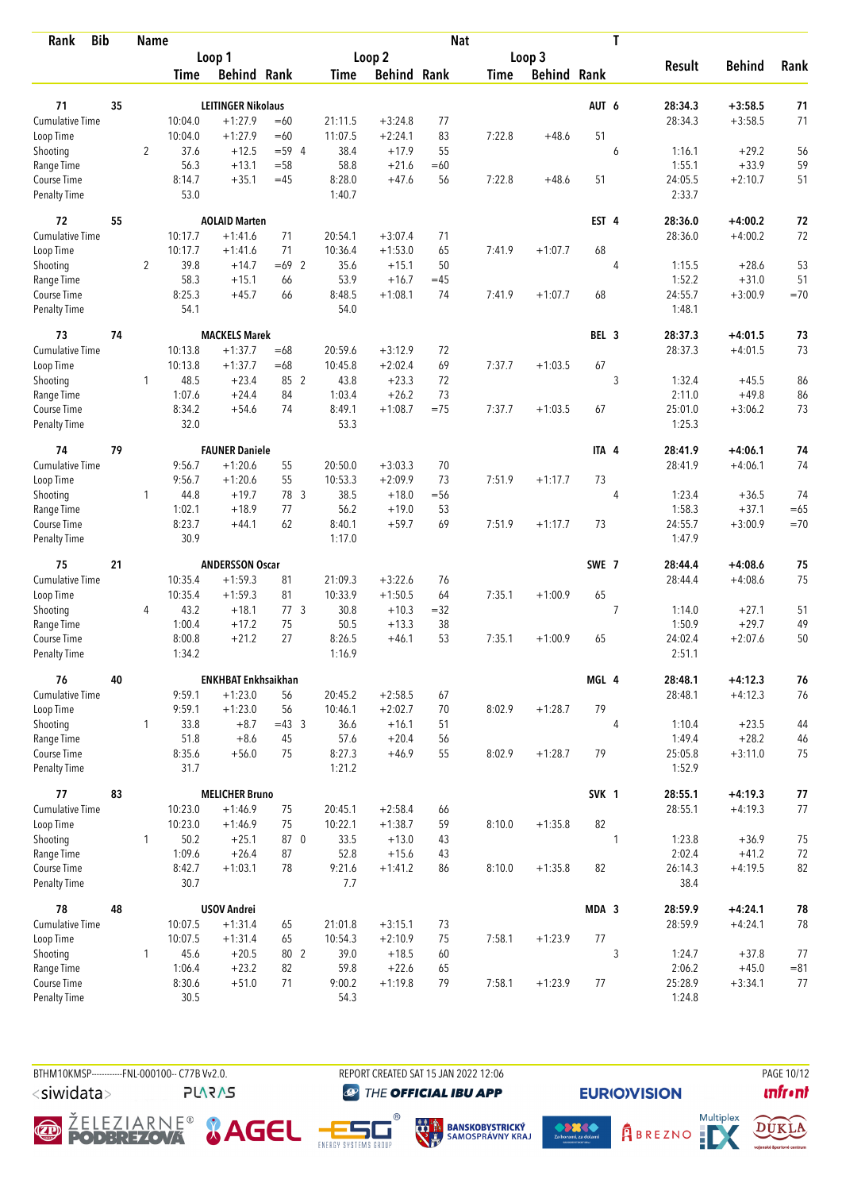| Rank | Bib | Name | | Loop 1 Time | Loop 1 Behind | Loop 1 Rank | Loop 2 Time | Loop 2 Behind | Loop 2 Rank | Loop 3 Time | Loop 3 Behind | Loop 3 Rank | Nat | T | Result | Behind | Rank |
|---|---|---|---|---|---|---|---|---|---|---|---|---|---|---|---|---|---|
| 71 | 35 | LEITINGER Nikolaus | | | | | | | | | | | AUT | 6 | 28:34.3 | +3:58.5 | 71 |
| | | Cumulative Time | | 10:04.0 | +1:27.9 | =60 | 21:11.5 | +3:24.8 | 77 | | | | | | 28:34.3 | +3:58.5 | 71 |
| | | Loop Time | | 10:04.0 | +1:27.9 | =60 | 11:07.5 | +2:24.1 | 83 | 7:22.8 | +48.6 | 51 | | | | | |
| | | Shooting | 2 | 37.6 | +12.5 | =59 | 4 38.4 | +17.9 | 55 | | | | | 6 | 1:16.1 | +29.2 | 56 |
| | | Range Time | | 56.3 | +13.1 | =58 | 58.8 | +21.6 | =60 | | | | | | 1:55.1 | +33.9 | 59 |
| | | Course Time | | 8:14.7 | +35.1 | =45 | 8:28.0 | +47.6 | 56 | 7:22.8 | +48.6 | 51 | | | 24:05.5 | +2:10.7 | 51 |
| | | Penalty Time | | 53.0 | | | 1:40.7 | | | | | | | | 2:33.7 | | |
| 72 | 55 | AOLAID Marten | | | | | | | | | | | EST | 4 | 28:36.0 | +4:00.2 | 72 |
| | | Cumulative Time | | 10:17.7 | +1:41.6 | 71 | 20:54.1 | +3:07.4 | 71 | | | | | | 28:36.0 | +4:00.2 | 72 |
| | | Loop Time | | 10:17.7 | +1:41.6 | 71 | 10:36.4 | +1:53.0 | 65 | 7:41.9 | +1:07.7 | 68 | | | | | |
| | | Shooting | 2 | 39.8 | +14.7 | =69 | 2 35.6 | +15.1 | 50 | | | | | 4 | 1:15.5 | +28.6 | 53 |
| | | Range Time | | 58.3 | +15.1 | 66 | 53.9 | +16.7 | =45 | | | | | | 1:52.2 | +31.0 | 51 |
| | | Course Time | | 8:25.3 | +45.7 | 66 | 8:48.5 | +1:08.1 | 74 | 7:41.9 | +1:07.7 | 68 | | | 24:55.7 | +3:00.9 | =70 |
| | | Penalty Time | | 54.1 | | | 54.0 | | | | | | | | 1:48.1 | | |
| 73 | 74 | MACKELS Marek | | | | | | | | | | | BEL | 3 | 28:37.3 | +4:01.5 | 73 |
| | | Cumulative Time | | 10:13.8 | +1:37.7 | =68 | 20:59.6 | +3:12.9 | 72 | | | | | | 28:37.3 | +4:01.5 | 73 |
| | | Loop Time | | 10:13.8 | +1:37.7 | =68 | 10:45.8 | +2:02.4 | 69 | 7:37.7 | +1:03.5 | 67 | | | | | |
| | | Shooting | 1 | 48.5 | +23.4 | 85 | 2 43.8 | +23.3 | 72 | | | | | 3 | 1:32.4 | +45.5 | 86 |
| | | Range Time | | 1:07.6 | +24.4 | 84 | 1:03.4 | +26.2 | 73 | | | | | | 2:11.0 | +49.8 | 86 |
| | | Course Time | | 8:34.2 | +54.6 | 74 | 8:49.1 | +1:08.7 | =75 | 7:37.7 | +1:03.5 | 67 | | | 25:01.0 | +3:06.2 | 73 |
| | | Penalty Time | | 32.0 | | | 53.3 | | | | | | | | 1:25.3 | | |
| 74 | 79 | FAUNER Daniele | | | | | | | | | | | ITA | 4 | 28:41.9 | +4:06.1 | 74 |
| | | Cumulative Time | | 9:56.7 | +1:20.6 | 55 | 20:50.0 | +3:03.3 | 70 | | | | | | 28:41.9 | +4:06.1 | 74 |
| | | Loop Time | | 9:56.7 | +1:20.6 | 55 | 10:53.3 | +2:09.9 | 73 | 7:51.9 | +1:17.7 | 73 | | | | | |
| | | Shooting | 1 | 44.8 | +19.7 | 78 | 3 38.5 | +18.0 | =56 | | | | | 4 | 1:23.4 | +36.5 | 74 |
| | | Range Time | | 1:02.1 | +18.9 | 77 | 56.2 | +19.0 | 53 | | | | | | 1:58.3 | +37.1 | =65 |
| | | Course Time | | 8:23.7 | +44.1 | 62 | 8:40.1 | +59.7 | 69 | 7:51.9 | +1:17.7 | 73 | | | 24:55.7 | +3:00.9 | =70 |
| | | Penalty Time | | 30.9 | | | 1:17.0 | | | | | | | | 1:47.9 | | |
| 75 | 21 | ANDERSSON Oscar | | | | | | | | | | | SWE | 7 | 28:44.4 | +4:08.6 | 75 |
| | | Cumulative Time | | 10:35.4 | +1:59.3 | 81 | 21:09.3 | +3:22.6 | 76 | | | | | | 28:44.4 | +4:08.6 | 75 |
| | | Loop Time | | 10:35.4 | +1:59.3 | 81 | 10:33.9 | +1:50.5 | 64 | 7:35.1 | +1:00.9 | 65 | | | | | |
| | | Shooting | 4 | 43.2 | +18.1 | 77 | 3 30.8 | +10.3 | =32 | | | | | 7 | 1:14.0 | +27.1 | 51 |
| | | Range Time | | 1:00.4 | +17.2 | 75 | 50.5 | +13.3 | 38 | | | | | | 1:50.9 | +29.7 | 49 |
| | | Course Time | | 8:00.8 | +21.2 | 27 | 8:26.5 | +46.1 | 53 | 7:35.1 | +1:00.9 | 65 | | | 24:02.4 | +2:07.6 | 50 |
| | | Penalty Time | | 1:34.2 | | | 1:16.9 | | | | | | | | 2:51.1 | | |
| 76 | 40 | ENKHBAT Enkhsaikhan | | | | | | | | | | | MGL | 4 | 28:48.1 | +4:12.3 | 76 |
| | | Cumulative Time | | 9:59.1 | +1:23.0 | 56 | 20:45.2 | +2:58.5 | 67 | | | | | | 28:48.1 | +4:12.3 | 76 |
| | | Loop Time | | 9:59.1 | +1:23.0 | 56 | 10:46.1 | +2:02.7 | 70 | 8:02.9 | +1:28.7 | 79 | | | | | |
| | | Shooting | 1 | 33.8 | +8.7 | =43 | 3 36.6 | +16.1 | 51 | | | | | 4 | 1:10.4 | +23.5 | 44 |
| | | Range Time | | 51.8 | +8.6 | 45 | 57.6 | +20.4 | 56 | | | | | | 1:49.4 | +28.2 | 46 |
| | | Course Time | | 8:35.6 | +56.0 | 75 | 8:27.3 | +46.9 | 55 | 8:02.9 | +1:28.7 | 79 | | | 25:05.8 | +3:11.0 | 75 |
| | | Penalty Time | | 31.7 | | | 1:21.2 | | | | | | | | 1:52.9 | | |
| 77 | 83 | MELICHER Bruno | | | | | | | | | | | SVK | 1 | 28:55.1 | +4:19.3 | 77 |
| | | Cumulative Time | | 10:23.0 | +1:46.9 | 75 | 20:45.1 | +2:58.4 | 66 | | | | | | 28:55.1 | +4:19.3 | 77 |
| | | Loop Time | | 10:23.0 | +1:46.9 | 75 | 10:22.1 | +1:38.7 | 59 | 8:10.0 | +1:35.8 | 82 | | | | | |
| | | Shooting | 1 | 50.2 | +25.1 | 87 | 0 33.5 | +13.0 | 43 | | | | | 1 | 1:23.8 | +36.9 | 75 |
| | | Range Time | | 1:09.6 | +26.4 | 87 | 52.8 | +15.6 | 43 | | | | | | 2:02.4 | +41.2 | 72 |
| | | Course Time | | 8:42.7 | +1:03.1 | 78 | 9:21.6 | +1:41.2 | 86 | 8:10.0 | +1:35.8 | 82 | | | 26:14.3 | +4:19.5 | 82 |
| | | Penalty Time | | 30.7 | | | 7.7 | | | | | | | | 38.4 | | |
| 78 | 48 | USOV Andrei | | | | | | | | | | | MDA | 3 | 28:59.9 | +4:24.1 | 78 |
| | | Cumulative Time | | 10:07.5 | +1:31.4 | 65 | 21:01.8 | +3:15.1 | 73 | | | | | | 28:59.9 | +4:24.1 | 78 |
| | | Loop Time | | 10:07.5 | +1:31.4 | 65 | 10:54.3 | +2:10.9 | 75 | 7:58.1 | +1:23.9 | 77 | | | | | |
| | | Shooting | 1 | 45.6 | +20.5 | 80 | 2 39.0 | +18.5 | 60 | | | | | 3 | 1:24.7 | +37.8 | 77 |
| | | Range Time | | 1:06.4 | +23.2 | 82 | 59.8 | +22.6 | 65 | | | | | | 2:06.2 | +45.0 | =81 |
| | | Course Time | | 8:30.6 | +51.0 | 71 | 9:00.2 | +1:19.8 | 79 | 7:58.1 | +1:23.9 | 77 | | | 25:28.9 | +3:34.1 | 77 |
| | | Penalty Time | | 30.5 | | | 54.3 | | | | | | | | 1:24.8 | | |

BTHM10KMSP-----------FNL-000100-- C77B Vv2.0. REPORT CREATED SAT 15 JAN 2022 12:06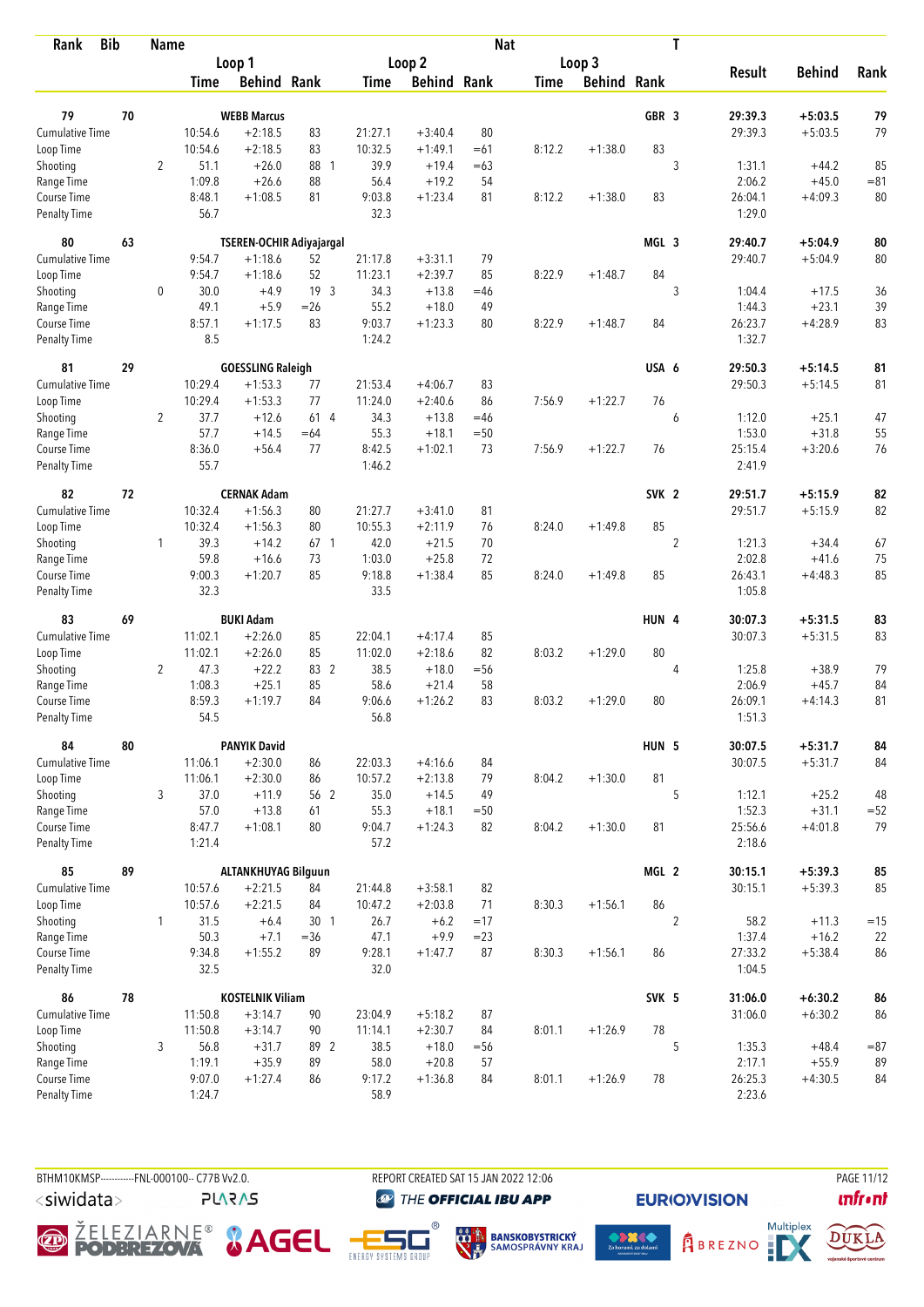| Rank | Bib | Name | | | | | | Nat | | | T | | | |
|---|---|---|---|---|---|---|---|---|---|---|---|---|---|---|
| | | | Loop 1 | | | Loop 2 | | | Loop 3 | | | | | |
| | | | Time | Behind | Rank | Time | Behind | Rank | Time | Behind | Rank | Result | Behind | Rank |
| 79 | 70 | WEBB Marcus | | | | | | | | | GBR 3 | | 29:39.3 | +5:03.5 | 79 |
| Cumulative Time | | | 10:54.6 | +2:18.5 | 83 | 21:27.1 | +3:40.4 | 80 | | | | 29:39.3 | +5:03.5 | 79 |
| Loop Time | | | 10:54.6 | +2:18.5 | 83 | 10:32.5 | +1:49.1 | =61 | 8:12.2 | +1:38.0 | 83 | | | |
| Shooting | | 2 | 51.1 | +26.0 | 88 1 | 39.9 | +19.4 | =63 | | | 3 | 1:31.1 | +44.2 | 85 |
| Range Time | | | 1:09.8 | +26.6 | 88 | 56.4 | +19.2 | 54 | | | | 2:06.2 | +45.0 | =81 |
| Course Time | | | 8:48.1 | +1:08.5 | 81 | 9:03.8 | +1:23.4 | 81 | 8:12.2 | +1:38.0 | 83 | 26:04.1 | +4:09.3 | 80 |
| Penalty Time | | | 56.7 | | | 32.3 | | | | | | 1:29.0 | | |
| 80 | 63 | TSEREN-OCHIR Adiyajargal | | | | | | | | | MGL 3 | 29:40.7 | +5:04.9 | 80 |
| Cumulative Time | | | 9:54.7 | +1:18.6 | 52 | 21:17.8 | +3:31.1 | 79 | | | | 29:40.7 | +5:04.9 | 80 |
| Loop Time | | | 9:54.7 | +1:18.6 | 52 | 11:23.1 | +2:39.7 | 85 | 8:22.9 | +1:48.7 | 84 | | | |
| Shooting | | 0 | 30.0 | +4.9 | 19 3 | 34.3 | +13.8 | =46 | | | 3 | 1:04.4 | +17.5 | 36 |
| Range Time | | | 49.1 | +5.9 | =26 | 55.2 | +18.0 | 49 | | | | 1:44.3 | +23.1 | 39 |
| Course Time | | | 8:57.1 | +1:17.5 | 83 | 9:03.7 | +1:23.3 | 80 | 8:22.9 | +1:48.7 | 84 | 26:23.7 | +4:28.9 | 83 |
| Penalty Time | | | 8.5 | | | 1:24.2 | | | | | | 1:32.7 | | |
| 81 | 29 | GOESSLING Raleigh | | | | | | | | | USA 6 | 29:50.3 | +5:14.5 | 81 |
| Cumulative Time | | | 10:29.4 | +1:53.3 | 77 | 21:53.4 | +4:06.7 | 83 | | | | 29:50.3 | +5:14.5 | 81 |
| Loop Time | | | 10:29.4 | +1:53.3 | 77 | 11:24.0 | +2:40.6 | 86 | 7:56.9 | +1:22.7 | 76 | | | |
| Shooting | | 2 | 37.7 | +12.6 | 61 4 | 34.3 | +13.8 | =46 | | | 6 | 1:12.0 | +25.1 | 47 |
| Range Time | | | 57.7 | +14.5 | =64 | 55.3 | +18.1 | =50 | | | | 1:53.0 | +31.8 | 55 |
| Course Time | | | 8:36.0 | +56.4 | 77 | 8:42.5 | +1:02.1 | 73 | 7:56.9 | +1:22.7 | 76 | 25:15.4 | +3:20.6 | 76 |
| Penalty Time | | | 55.7 | | | 1:46.2 | | | | | | 2:41.9 | | |
| 82 | 72 | CERNAK Adam | | | | | | | | | SVK 2 | 29:51.7 | +5:15.9 | 82 |
| Cumulative Time | | | 10:32.4 | +1:56.3 | 80 | 21:27.7 | +3:41.0 | 81 | | | | 29:51.7 | +5:15.9 | 82 |
| Loop Time | | | 10:32.4 | +1:56.3 | 80 | 10:55.3 | +2:11.9 | 76 | 8:24.0 | +1:49.8 | 85 | | | |
| Shooting | | 1 | 39.3 | +14.2 | 67 1 | 42.0 | +21.5 | 70 | | | 2 | 1:21.3 | +34.4 | 67 |
| Range Time | | | 59.8 | +16.6 | 73 | 1:03.0 | +25.8 | 72 | | | | 2:02.8 | +41.6 | 75 |
| Course Time | | | 9:00.3 | +1:20.7 | 85 | 9:18.8 | +1:38.4 | 85 | 8:24.0 | +1:49.8 | 85 | 26:43.1 | +4:48.3 | 85 |
| Penalty Time | | | 32.3 | | | 33.5 | | | | | | 1:05.8 | | |
| 83 | 69 | BUKI Adam | | | | | | | | | HUN 4 | 30:07.3 | +5:31.5 | 83 |
| Cumulative Time | | | 11:02.1 | +2:26.0 | 85 | 22:04.1 | +4:17.4 | 85 | | | | 30:07.3 | +5:31.5 | 83 |
| Loop Time | | | 11:02.1 | +2:26.0 | 85 | 11:02.0 | +2:18.6 | 82 | 8:03.2 | +1:29.0 | 80 | | | |
| Shooting | | 2 | 47.3 | +22.2 | 83 2 | 38.5 | +18.0 | =56 | | | 4 | 1:25.8 | +38.9 | 79 |
| Range Time | | | 1:08.3 | +25.1 | 85 | 58.6 | +21.4 | 58 | | | | 2:06.9 | +45.7 | 84 |
| Course Time | | | 8:59.3 | +1:19.7 | 84 | 9:06.6 | +1:26.2 | 83 | 8:03.2 | +1:29.0 | 80 | 26:09.1 | +4:14.3 | 81 |
| Penalty Time | | | 54.5 | | | 56.8 | | | | | | 1:51.3 | | |
| 84 | 80 | PANYIK David | | | | | | | | | HUN 5 | 30:07.5 | +5:31.7 | 84 |
| Cumulative Time | | | 11:06.1 | +2:30.0 | 86 | 22:03.3 | +4:16.6 | 84 | | | | 30:07.5 | +5:31.7 | 84 |
| Loop Time | | | 11:06.1 | +2:30.0 | 86 | 10:57.2 | +2:13.8 | 79 | 8:04.2 | +1:30.0 | 81 | | | |
| Shooting | | 3 | 37.0 | +11.9 | 56 2 | 35.0 | +14.5 | 49 | | | 5 | 1:12.1 | +25.2 | 48 |
| Range Time | | | 57.0 | +13.8 | 61 | 55.3 | +18.1 | =50 | | | | 1:52.3 | +31.1 | =52 |
| Course Time | | | 8:47.7 | +1:08.1 | 80 | 9:04.7 | +1:24.3 | 82 | 8:04.2 | +1:30.0 | 81 | 25:56.6 | +4:01.8 | 79 |
| Penalty Time | | | 1:21.4 | | | 57.2 | | | | | | 2:18.6 | | |
| 85 | 89 | ALTANKHUYAG Bilguun | | | | | | | | | MGL 2 | 30:15.1 | +5:39.3 | 85 |
| Cumulative Time | | | 10:57.6 | +2:21.5 | 84 | 21:44.8 | +3:58.1 | 82 | | | | 30:15.1 | +5:39.3 | 85 |
| Loop Time | | | 10:57.6 | +2:21.5 | 84 | 10:47.2 | +2:03.8 | 71 | 8:30.3 | +1:56.1 | 86 | | | |
| Shooting | | 1 | 31.5 | +6.4 | 30 1 | 26.7 | +6.2 | =17 | | | 2 | 58.2 | +11.3 | =15 |
| Range Time | | | 50.3 | +7.1 | =36 | 47.1 | +9.9 | =23 | | | | 1:37.4 | +16.2 | 22 |
| Course Time | | | 9:34.8 | +1:55.2 | 89 | 9:28.1 | +1:47.7 | 87 | 8:30.3 | +1:56.1 | 86 | 27:33.2 | +5:38.4 | 86 |
| Penalty Time | | | 32.5 | | | 32.0 | | | | | | 1:04.5 | | |
| 86 | 78 | KOSTELNIK Viliam | | | | | | | | | SVK 5 | 31:06.0 | +6:30.2 | 86 |
| Cumulative Time | | | 11:50.8 | +3:14.7 | 90 | 23:04.9 | +5:18.2 | 87 | | | | 31:06.0 | +6:30.2 | 86 |
| Loop Time | | | 11:50.8 | +3:14.7 | 90 | 11:14.1 | +2:30.7 | 84 | 8:01.1 | +1:26.9 | 78 | | | |
| Shooting | | 3 | 56.8 | +31.7 | 89 2 | 38.5 | +18.0 | =56 | | | 5 | 1:35.3 | +48.4 | =87 |
| Range Time | | | 1:19.1 | +35.9 | 89 | 58.0 | +20.8 | 57 | | | | 2:17.1 | +55.9 | 89 |
| Course Time | | | 9:07.0 | +1:27.4 | 86 | 9:17.2 | +1:36.8 | 84 | 8:01.1 | +1:26.9 | 78 | 26:25.3 | +4:30.5 | 84 |
| Penalty Time | | | 1:24.7 | | | 58.9 | | | | | | 2:23.6 | | |

BTHM10KMSP-----------FNL-000100-- C77B Vv2.0. REPORT CREATED SAT 15 JAN 2022 12:06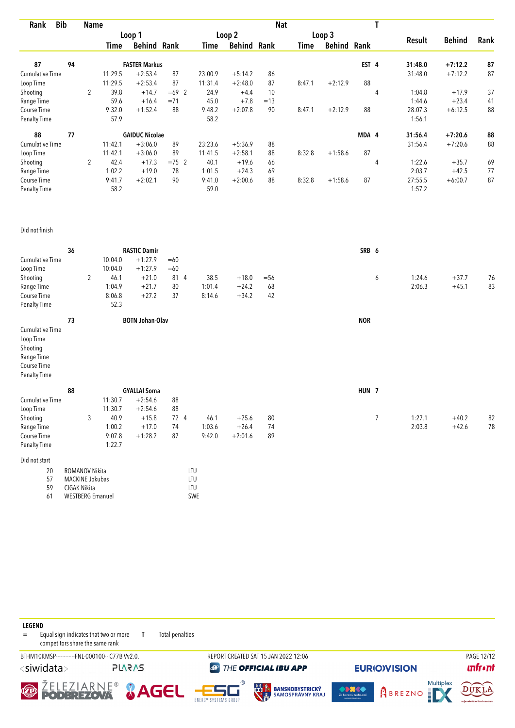| Rank | Bib | | Name | Loop 1 Time | Loop 1 Behind | Loop 1 Rank | | Loop 2 Time | Loop 2 Behind | Loop 2 Rank | Loop 3 Time | Loop 3 Behind | Loop 3 Rank | Nat | T | Result | Behind | Rank |
|---|---|---|---|---|---|---|---|---|---|---|---|---|---|---|---|---|---|---|
| 87 | 94 | | FASTER Markus | | | | | | | | | | | EST | 4 | **31:48.0** | **+7:12.2** | **87** |
| Cumulative Time | | | | 11:29.5 | +2:53.4 | 87 | | 23:00.9 | +5:14.2 | 86 | | | | | | 31:48.0 | +7:12.2 | 87 |
| Loop Time | | | | 11:29.5 | +2:53.4 | 87 | | 11:31.4 | +2:48.0 | 87 | 8:47.1 | +2:12.9 | 88 | | | | | |
| Shooting | | 2 | | 39.8 | +14.7 | =69 | 2 | 24.9 | +4.4 | 10 | | | | | 4 | 1:04.8 | +17.9 | 37 |
| Range Time | | | | 59.6 | +16.4 | =71 | | 45.0 | +7.8 | =13 | | | | | | 1:44.6 | +23.4 | 41 |
| Course Time | | | | 9:32.0 | +1:52.4 | 88 | | 9:48.2 | +2:07.8 | 90 | 8:47.1 | +2:12.9 | 88 | | | 28:07.3 | +6:12.5 | 88 |
| Penalty Time | | | | 57.9 | | | | 58.2 | | | | | | | | 1:56.1 | | |
| 88 | 77 | | GAIDUC Nicolae | | | | | | | | | | | MDA | 4 | **31:56.4** | **+7:20.6** | **88** |
| Cumulative Time | | | | 11:42.1 | +3:06.0 | 89 | | 23:23.6 | +5:36.9 | 88 | | | | | | 31:56.4 | +7:20.6 | 88 |
| Loop Time | | | | 11:42.1 | +3:06.0 | 89 | | 11:41.5 | +2:58.1 | 88 | 8:32.8 | +1:58.6 | 87 | | | | | |
| Shooting | | 2 | | 42.4 | +17.3 | =75 | 2 | 40.1 | +19.6 | 66 | | | | | 4 | 1:22.6 | +35.7 | 69 |
| Range Time | | | | 1:02.2 | +19.0 | 78 | | 1:01.5 | +24.3 | 69 | | | | | | 2:03.7 | +42.5 | 77 |
| Course Time | | | | 9:41.7 | +2:02.1 | 90 | | 9:41.0 | +2:00.6 | 88 | 8:32.8 | +1:58.6 | 87 | | | 27:55.5 | +6:00.7 | 87 |
| Penalty Time | | | | 58.2 | | | | 59.0 | | | | | | | | 1:57.2 | | |

Did not finish

| Rank | Bib | | Name | Loop 1 Time | Loop 1 Behind | Loop 1 Rank | | Loop 2 Time | Loop 2 Behind | Loop 2 Rank | Loop 3 Time | Loop 3 Behind | Loop 3 Rank | Nat | T | Result | Behind | Rank |
|---|---|---|---|---|---|---|---|---|---|---|---|---|---|---|---|---|---|---|
| | 36 | | RASTIC Damir | | | | | | | | | | | SRB | 6 | | | |
| Cumulative Time | | | | 10:04.0 | +1:27.9 | =60 | | | | | | | | | | | | |
| Loop Time | | | | 10:04.0 | +1:27.9 | =60 | | | | | | | | | | | | |
| Shooting | | 2 | | 46.1 | +21.0 | 81 | 4 | 38.5 | +18.0 | =56 | | | | | 6 | 1:24.6 | +37.7 | 76 |
| Range Time | | | | 1:04.9 | +21.7 | 80 | | 1:01.4 | +24.2 | 68 | | | | | | 2:06.3 | +45.1 | 83 |
| Course Time | | | | 8:06.8 | +27.2 | 37 | | 8:14.6 | +34.2 | 42 | | | | | | | | |
| Penalty Time | | | | 52.3 | | | | | | | | | | | | | | |
| | 73 | | BOTN Johan-Olav | | | | | | | | | | | NOR | | | | |
| Cumulative Time | | | | | | | | | | | | | | | | | | |
| Loop Time | | | | | | | | | | | | | | | | | | |
| Shooting | | | | | | | | | | | | | | | | | | |
| Range Time | | | | | | | | | | | | | | | | | | |
| Course Time | | | | | | | | | | | | | | | | | | |
| Penalty Time | | | | | | | | | | | | | | | | | | |
| | 88 | | GYALLAI Soma | | | | | | | | | | | HUN | 7 | | | |
| Cumulative Time | | | | 11:30.7 | +2:54.6 | 88 | | | | | | | | | | | | |
| Loop Time | | | | 11:30.7 | +2:54.6 | 88 | | | | | | | | | | | | |
| Shooting | | 3 | | 40.9 | +15.8 | 72 | 4 | 46.1 | +25.6 | 80 | | | | | 7 | 1:27.1 | +40.2 | 82 |
| Range Time | | | | 1:00.2 | +17.0 | 74 | | 1:03.6 | +26.4 | 74 | | | | | | 2:03.8 | +42.6 | 78 |
| Course Time | | | | 9:07.8 | +1:28.2 | 87 | | 9:42.0 | +2:01.6 | 89 | | | | | | | | |
| Penalty Time | | | | 1:22.7 | | | | | | | | | | | | | | |

Did not start

| Bib | Name | Nat |
|---|---|---|
| 20 | ROMANOV Nikita | LTU |
| 57 | MACKINE Jokubas | LTU |
| 59 | CIGAK Nikita | LTU |
| 61 | WESTBERG Emanuel | SWE |

**LEGEND**

= Equal sign indicates that two or more competitors share the same rank

T Total penalties

BTHM10KMSP-----------FNL-000100-- C77B Vv2.0. REPORT CREATED SAT 15 JAN 2022 12:06